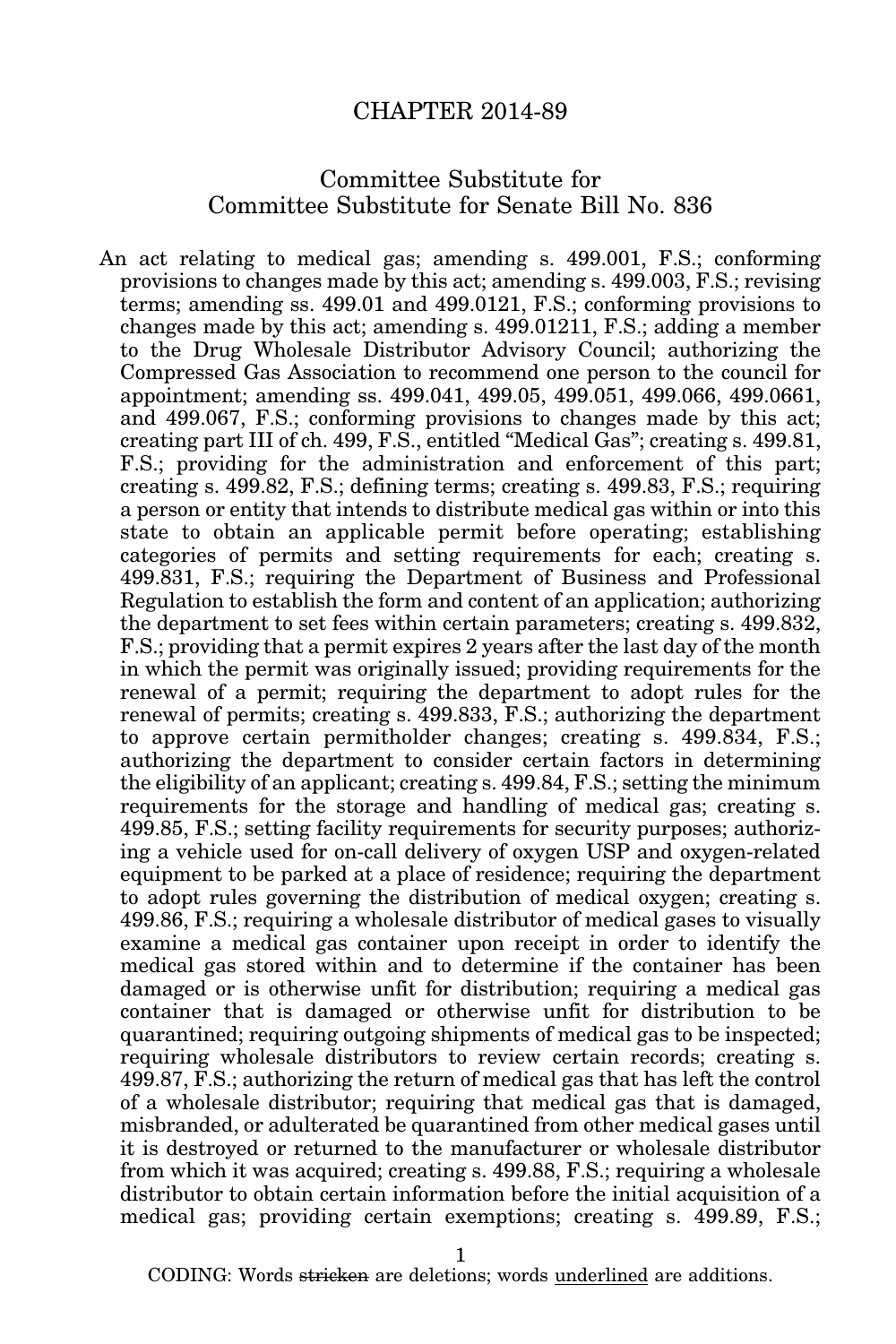# CHAPTER 2014-89

## Committee Substitute for Committee Substitute for Senate Bill No. 836

An act relating to medical gas; amending s. 499.001, F.S.; conforming provisions to changes made by this act; amending s. 499.003, F.S.; revising terms; amending ss. 499.01 and 499.0121, F.S.; conforming provisions to changes made by this act; amending s. 499.01211, F.S.; adding a member to the Drug Wholesale Distributor Advisory Council; authorizing the Compressed Gas Association to recommend one person to the council for appointment; amending ss. 499.041, 499.05, 499.051, 499.066, 499.0661, and 499.067, F.S.; conforming provisions to changes made by this act; creating part III of ch. 499, F.S., entitled "Medical Gas"; creating s. 499.81, F.S.; providing for the administration and enforcement of this part; creating s. 499.82, F.S.; defining terms; creating s. 499.83, F.S.; requiring a person or entity that intends to distribute medical gas within or into this state to obtain an applicable permit before operating; establishing categories of permits and setting requirements for each; creating s. 499.831, F.S.; requiring the Department of Business and Professional Regulation to establish the form and content of an application; authorizing the department to set fees within certain parameters; creating s. 499.832, F.S.; providing that a permit expires 2 years after the last day of the month in which the permit was originally issued; providing requirements for the renewal of a permit; requiring the department to adopt rules for the renewal of permits; creating s. 499.833, F.S.; authorizing the department to approve certain permitholder changes; creating s. 499.834, F.S.; authorizing the department to consider certain factors in determining the eligibility of an applicant; creating s. 499.84, F.S.; setting the minimum requirements for the storage and handling of medical gas; creating s. 499.85, F.S.; setting facility requirements for security purposes; authorizing a vehicle used for on-call delivery of oxygen USP and oxygen-related equipment to be parked at a place of residence; requiring the department to adopt rules governing the distribution of medical oxygen; creating s. 499.86, F.S.; requiring a wholesale distributor of medical gases to visually examine a medical gas container upon receipt in order to identify the medical gas stored within and to determine if the container has been damaged or is otherwise unfit for distribution; requiring a medical gas container that is damaged or otherwise unfit for distribution to be quarantined; requiring outgoing shipments of medical gas to be inspected; requiring wholesale distributors to review certain records; creating s. 499.87, F.S.; authorizing the return of medical gas that has left the control of a wholesale distributor; requiring that medical gas that is damaged, misbranded, or adulterated be quarantined from other medical gases until it is destroyed or returned to the manufacturer or wholesale distributor from which it was acquired; creating s. 499.88, F.S.; requiring a wholesale distributor to obtain certain information before the initial acquisition of a medical gas; providing certain exemptions; creating s. 499.89, F.S.;

CODING: Words ~~stricken~~ are deletions; words underlined are additions.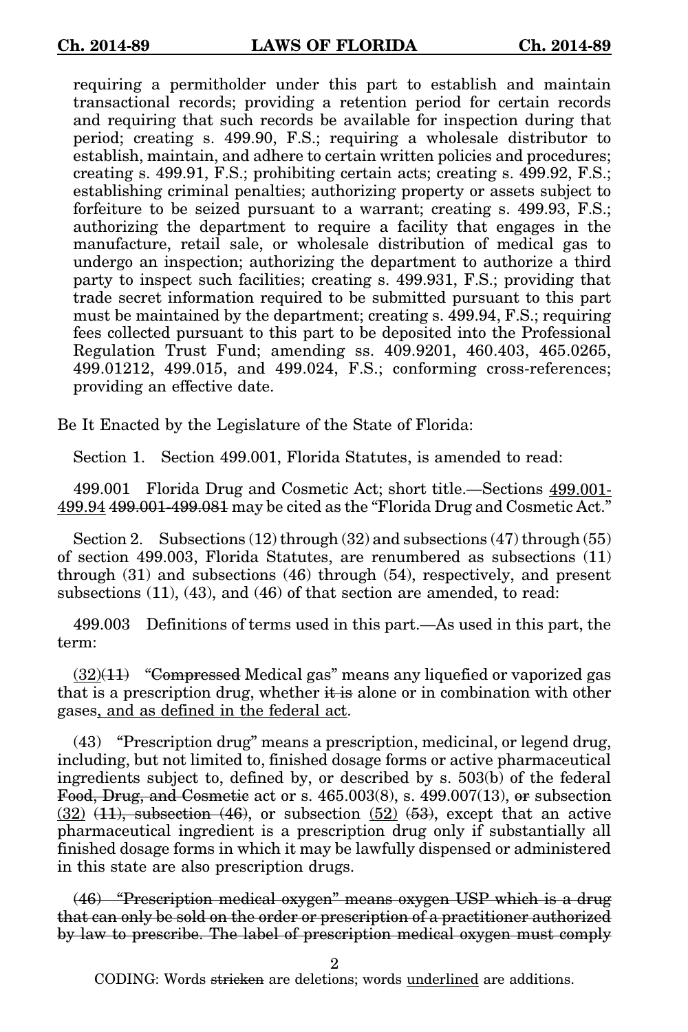requiring a permitholder under this part to establish and maintain transactional records; providing a retention period for certain records and requiring that such records be available for inspection during that period; creating s. 499.90, F.S.; requiring a wholesale distributor to establish, maintain, and adhere to certain written policies and procedures; creating s. 499.91, F.S.; prohibiting certain acts; creating s. 499.92, F.S.; establishing criminal penalties; authorizing property or assets subject to forfeiture to be seized pursuant to a warrant; creating s. 499.93, F.S.; authorizing the department to require a facility that engages in the manufacture, retail sale, or wholesale distribution of medical gas to undergo an inspection; authorizing the department to authorize a third party to inspect such facilities; creating s. 499.931, F.S.; providing that trade secret information required to be submitted pursuant to this part must be maintained by the department; creating s. 499.94, F.S.; requiring fees collected pursuant to this part to be deposited into the Professional Regulation Trust Fund; amending ss. 409.9201, 460.403, 465.0265, 499.01212, 499.015, and 499.024, F.S.; conforming cross-references; providing an effective date.

Be It Enacted by the Legislature of the State of Florida:

Section 1. Section 499.001, Florida Statutes, is amended to read:

499.001 Florida Drug and Cosmetic Act; short title.—Sections <u>499.001-499.94</u> ~~499.001-499.081~~ may be cited as the "Florida Drug and Cosmetic Act."

Section 2. Subsections (12) through (32) and subsections (47) through (55) of section 499.003, Florida Statutes, are renumbered as subsections (11) through (31) and subsections (46) through (54), respectively, and present subsections (11), (43), and (46) of that section are amended, to read:

499.003 Definitions of terms used in this part.—As used in this part, the term:

<u>(32)</u>~~(11)~~ "~~Compressed~~ Medical gas" means any liquefied or vaporized gas that is a prescription drug, whether ~~it is~~ alone or in combination with other gases<u>, and as defined in the federal act</u>.

(43) "Prescription drug" means a prescription, medicinal, or legend drug, including, but not limited to, finished dosage forms or active pharmaceutical ingredients subject to, defined by, or described by s. 503(b) of the federal ~~Food, Drug, and Cosmetic~~ act or s. 465.003(8), s. 499.007(13), ~~or~~ subsection <u>(32)</u> ~~(11), subsection (46)~~, or subsection <u>(52)</u> ~~(53)~~, except that an active pharmaceutical ingredient is a prescription drug only if substantially all finished dosage forms in which it may be lawfully dispensed or administered in this state are also prescription drugs.

~~(46) "Prescription medical oxygen" means oxygen USP which is a drug that can only be sold on the order or prescription of a practitioner authorized by law to prescribe. The label of prescription medical oxygen must comply~~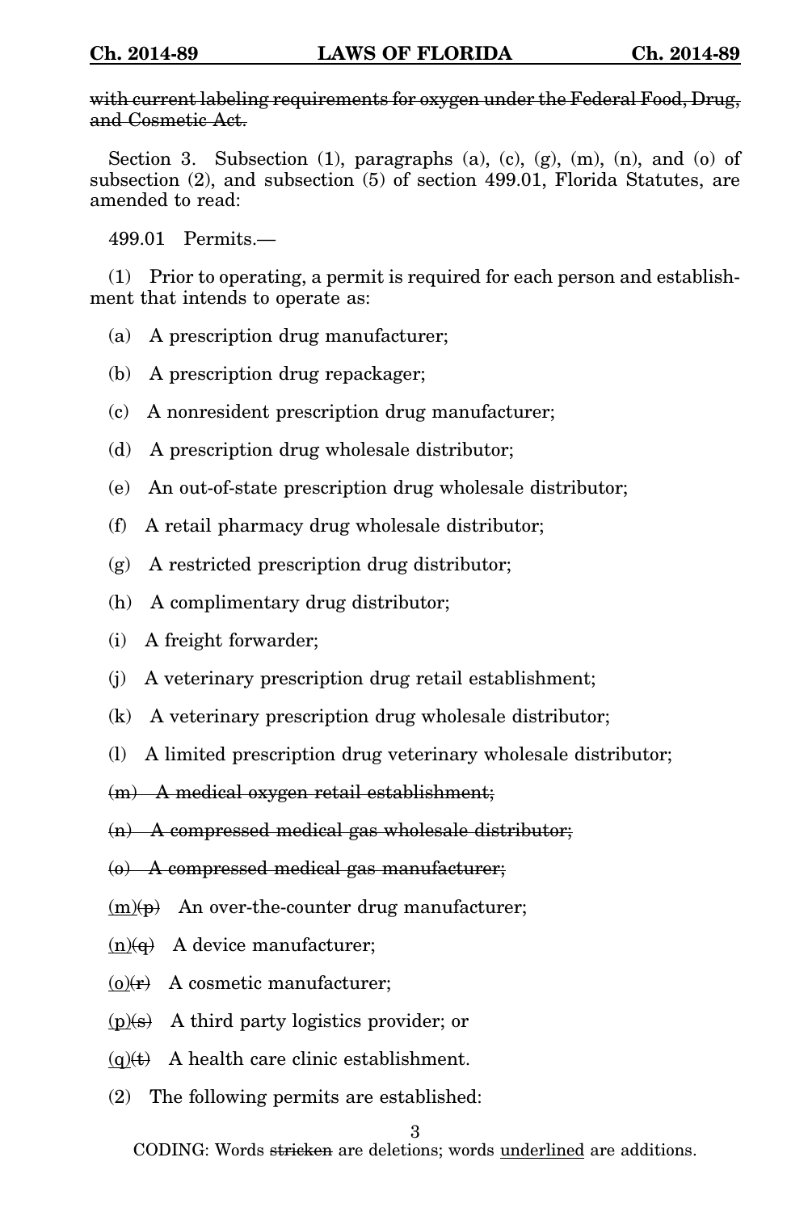~~with current labeling requirements for oxygen under the Federal Food, Drug, and Cosmetic Act.~~

Section 3. Subsection (1), paragraphs (a), (c), (g), (m), (n), and (o) of subsection (2), and subsection (5) of section 499.01, Florida Statutes, are amended to read:

499.01 Permits.—

(1) Prior to operating, a permit is required for each person and establishment that intends to operate as:

(a) A prescription drug manufacturer;

(b) A prescription drug repackager;

(c) A nonresident prescription drug manufacturer;

(d) A prescription drug wholesale distributor;

(e) An out-of-state prescription drug wholesale distributor;

(f) A retail pharmacy drug wholesale distributor;

(g) A restricted prescription drug distributor;

(h) A complimentary drug distributor;

(i) A freight forwarder;

(j) A veterinary prescription drug retail establishment;

(k) A veterinary prescription drug wholesale distributor;

(l) A limited prescription drug veterinary wholesale distributor;

~~(m) A medical oxygen retail establishment;~~

~~(n) A compressed medical gas wholesale distributor;~~

~~(o) A compressed medical gas manufacturer;~~

<u>(m)</u>~~(p)~~ An over-the-counter drug manufacturer;

<u>(n)</u>~~(q)~~ A device manufacturer;

<u>(o)</u>~~(r)~~ A cosmetic manufacturer;

<u>(p)</u>~~(s)~~ A third party logistics provider; or

<u>(q)</u>~~(t)~~ A health care clinic establishment.

(2) The following permits are established:

CODING: Words ~~stricken~~ are deletions; words <u>underlined</u> are additions.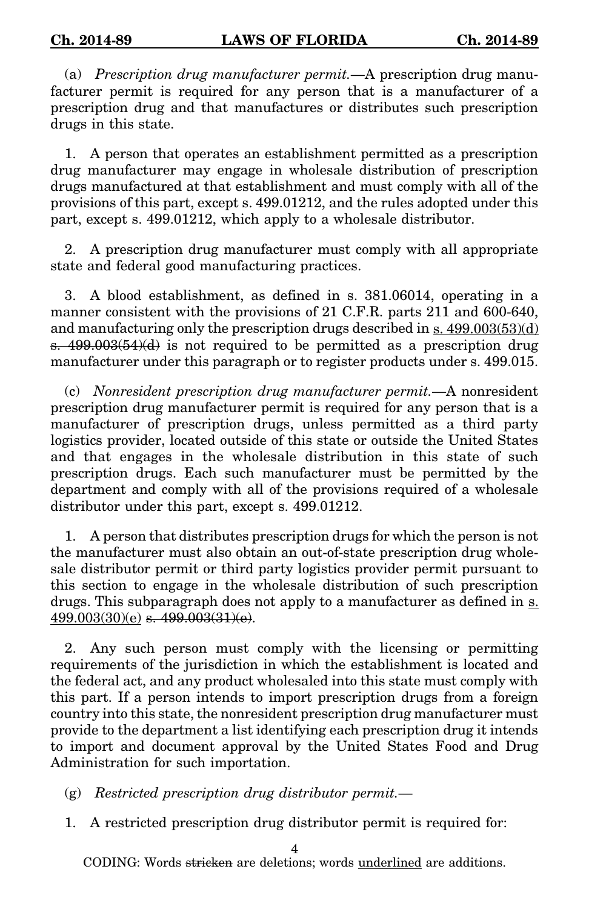(a) *Prescription drug manufacturer permit.*—A prescription drug manufacturer permit is required for any person that is a manufacturer of a prescription drug and that manufactures or distributes such prescription drugs in this state.

1. A person that operates an establishment permitted as a prescription drug manufacturer may engage in wholesale distribution of prescription drugs manufactured at that establishment and must comply with all of the provisions of this part, except s. 499.01212, and the rules adopted under this part, except s. 499.01212, which apply to a wholesale distributor.

2. A prescription drug manufacturer must comply with all appropriate state and federal good manufacturing practices.

3. A blood establishment, as defined in s. 381.06014, operating in a manner consistent with the provisions of 21 C.F.R. parts 211 and 600-640, and manufacturing only the prescription drugs described in <u>s. 499.003(53)(d)</u> ~~s. 499.003(54)(d)~~ is not required to be permitted as a prescription drug manufacturer under this paragraph or to register products under s. 499.015.

(c) *Nonresident prescription drug manufacturer permit.*—A nonresident prescription drug manufacturer permit is required for any person that is a manufacturer of prescription drugs, unless permitted as a third party logistics provider, located outside of this state or outside the United States and that engages in the wholesale distribution in this state of such prescription drugs. Each such manufacturer must be permitted by the department and comply with all of the provisions required of a wholesale distributor under this part, except s. 499.01212.

1. A person that distributes prescription drugs for which the person is not the manufacturer must also obtain an out-of-state prescription drug wholesale distributor permit or third party logistics provider permit pursuant to this section to engage in the wholesale distribution of such prescription drugs. This subparagraph does not apply to a manufacturer as defined in <u>s. 499.003(30)(e)</u> ~~s. 499.003(31)(e)~~.

2. Any such person must comply with the licensing or permitting requirements of the jurisdiction in which the establishment is located and the federal act, and any product wholesaled into this state must comply with this part. If a person intends to import prescription drugs from a foreign country into this state, the nonresident prescription drug manufacturer must provide to the department a list identifying each prescription drug it intends to import and document approval by the United States Food and Drug Administration for such importation.

(g) *Restricted prescription drug distributor permit.*—

1. A restricted prescription drug distributor permit is required for: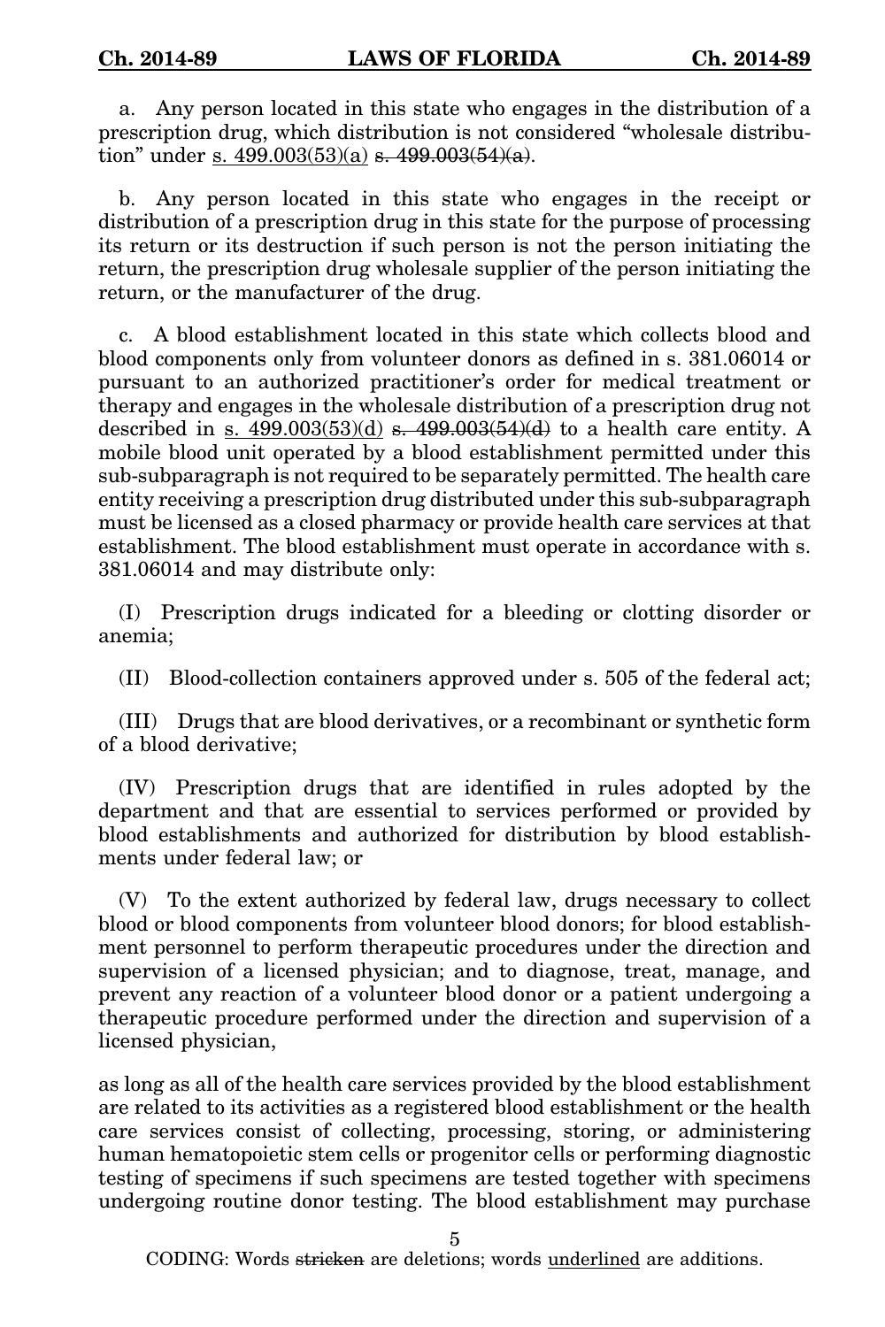a. Any person located in this state who engages in the distribution of a prescription drug, which distribution is not considered "wholesale distribution" under s. 499.003(53)(a) ~~s. 499.003(54)(a)~~.

b. Any person located in this state who engages in the receipt or distribution of a prescription drug in this state for the purpose of processing its return or its destruction if such person is not the person initiating the return, the prescription drug wholesale supplier of the person initiating the return, or the manufacturer of the drug.

c. A blood establishment located in this state which collects blood and blood components only from volunteer donors as defined in s. 381.06014 or pursuant to an authorized practitioner's order for medical treatment or therapy and engages in the wholesale distribution of a prescription drug not described in s. 499.003(53)(d) ~~s. 499.003(54)(d)~~ to a health care entity. A mobile blood unit operated by a blood establishment permitted under this sub-subparagraph is not required to be separately permitted. The health care entity receiving a prescription drug distributed under this sub-subparagraph must be licensed as a closed pharmacy or provide health care services at that establishment. The blood establishment must operate in accordance with s. 381.06014 and may distribute only:

(I) Prescription drugs indicated for a bleeding or clotting disorder or anemia;

(II) Blood-collection containers approved under s. 505 of the federal act;

(III) Drugs that are blood derivatives, or a recombinant or synthetic form of a blood derivative;

(IV) Prescription drugs that are identified in rules adopted by the department and that are essential to services performed or provided by blood establishments and authorized for distribution by blood establishments under federal law; or

(V) To the extent authorized by federal law, drugs necessary to collect blood or blood components from volunteer blood donors; for blood establishment personnel to perform therapeutic procedures under the direction and supervision of a licensed physician; and to diagnose, treat, manage, and prevent any reaction of a volunteer blood donor or a patient undergoing a therapeutic procedure performed under the direction and supervision of a licensed physician,

as long as all of the health care services provided by the blood establishment are related to its activities as a registered blood establishment or the health care services consist of collecting, processing, storing, or administering human hematopoietic stem cells or progenitor cells or performing diagnostic testing of specimens if such specimens are tested together with specimens undergoing routine donor testing. The blood establishment may purchase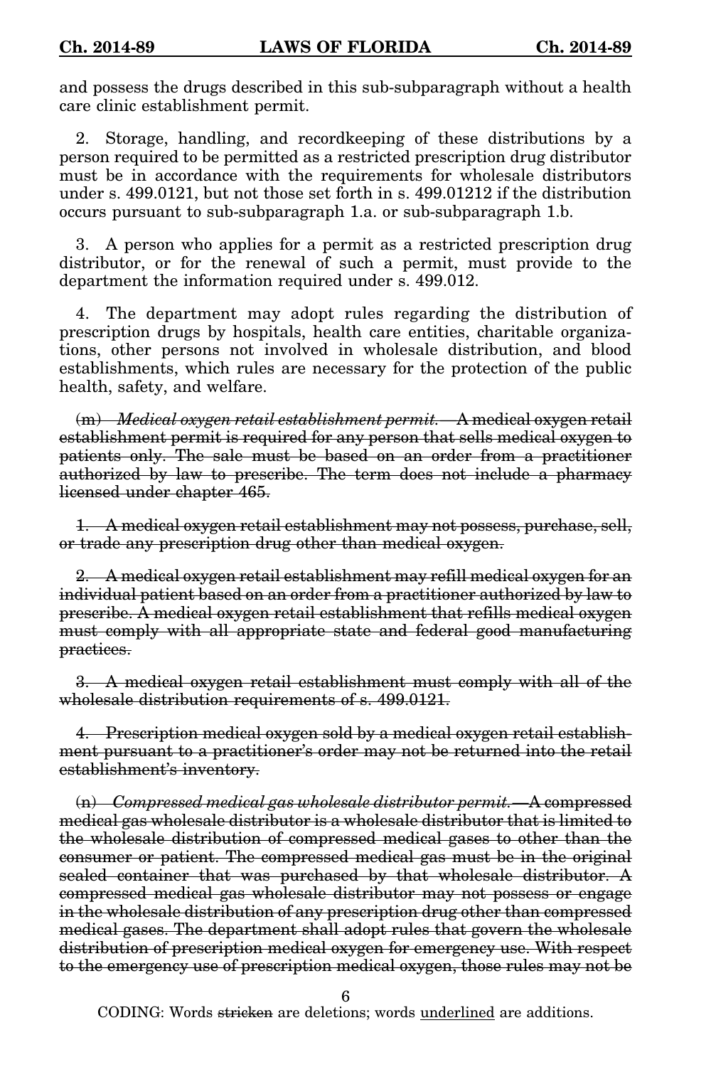and possess the drugs described in this sub-subparagraph without a health care clinic establishment permit.

2. Storage, handling, and recordkeeping of these distributions by a person required to be permitted as a restricted prescription drug distributor must be in accordance with the requirements for wholesale distributors under s. 499.0121, but not those set forth in s. 499.01212 if the distribution occurs pursuant to sub-subparagraph 1.a. or sub-subparagraph 1.b.

3. A person who applies for a permit as a restricted prescription drug distributor, or for the renewal of such a permit, must provide to the department the information required under s. 499.012.

4. The department may adopt rules regarding the distribution of prescription drugs by hospitals, health care entities, charitable organizations, other persons not involved in wholesale distribution, and blood establishments, which rules are necessary for the protection of the public health, safety, and welfare.

~~(m) *Medical oxygen retail establishment permit.*—A medical oxygen retail establishment permit is required for any person that sells medical oxygen to patients only. The sale must be based on an order from a practitioner authorized by law to prescribe. The term does not include a pharmacy licensed under chapter 465.~~

~~1. A medical oxygen retail establishment may not possess, purchase, sell, or trade any prescription drug other than medical oxygen.~~

~~2. A medical oxygen retail establishment may refill medical oxygen for an individual patient based on an order from a practitioner authorized by law to prescribe. A medical oxygen retail establishment that refills medical oxygen must comply with all appropriate state and federal good manufacturing practices.~~

~~3. A medical oxygen retail establishment must comply with all of the wholesale distribution requirements of s. 499.0121.~~

~~4. Prescription medical oxygen sold by a medical oxygen retail establishment pursuant to a practitioner's order may not be returned into the retail establishment's inventory.~~

~~(n) *Compressed medical gas wholesale distributor permit.*—A compressed medical gas wholesale distributor is a wholesale distributor that is limited to the wholesale distribution of compressed medical gases to other than the consumer or patient. The compressed medical gas must be in the original sealed container that was purchased by that wholesale distributor. A compressed medical gas wholesale distributor may not possess or engage in the wholesale distribution of any prescription drug other than compressed medical gases. The department shall adopt rules that govern the wholesale distribution of prescription medical oxygen for emergency use. With respect to the emergency use of prescription medical oxygen, those rules may not be~~

CODING: Words ~~stricken~~ are deletions; words <u>underlined</u> are additions.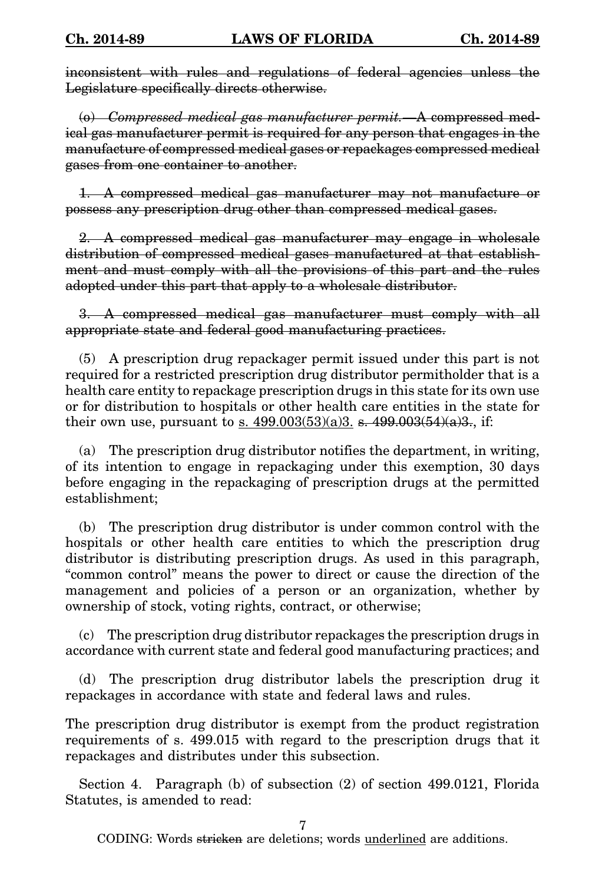~~inconsistent with rules and regulations of federal agencies unless the Legislature specifically directs otherwise.~~

~~(o) *Compressed medical gas manufacturer permit.*—A compressed medical gas manufacturer permit is required for any person that engages in the manufacture of compressed medical gases or repackages compressed medical gases from one container to another.~~

~~1. A compressed medical gas manufacturer may not manufacture or possess any prescription drug other than compressed medical gases.~~

~~2. A compressed medical gas manufacturer may engage in wholesale distribution of compressed medical gases manufactured at that establishment and must comply with all the provisions of this part and the rules adopted under this part that apply to a wholesale distributor.~~

~~3. A compressed medical gas manufacturer must comply with all appropriate state and federal good manufacturing practices.~~

(5) A prescription drug repackager permit issued under this part is not required for a restricted prescription drug distributor permitholder that is a health care entity to repackage prescription drugs in this state for its own use or for distribution to hospitals or other health care entities in the state for their own use, pursuant to <u>s. 499.003(53)(a)3.</u> ~~s. 499.003(54)(a)3.~~, if:

(a) The prescription drug distributor notifies the department, in writing, of its intention to engage in repackaging under this exemption, 30 days before engaging in the repackaging of prescription drugs at the permitted establishment;

(b) The prescription drug distributor is under common control with the hospitals or other health care entities to which the prescription drug distributor is distributing prescription drugs. As used in this paragraph, "common control" means the power to direct or cause the direction of the management and policies of a person or an organization, whether by ownership of stock, voting rights, contract, or otherwise;

(c) The prescription drug distributor repackages the prescription drugs in accordance with current state and federal good manufacturing practices; and

(d) The prescription drug distributor labels the prescription drug it repackages in accordance with state and federal laws and rules.

The prescription drug distributor is exempt from the product registration requirements of s. 499.015 with regard to the prescription drugs that it repackages and distributes under this subsection.

Section 4. Paragraph (b) of subsection (2) of section 499.0121, Florida Statutes, is amended to read: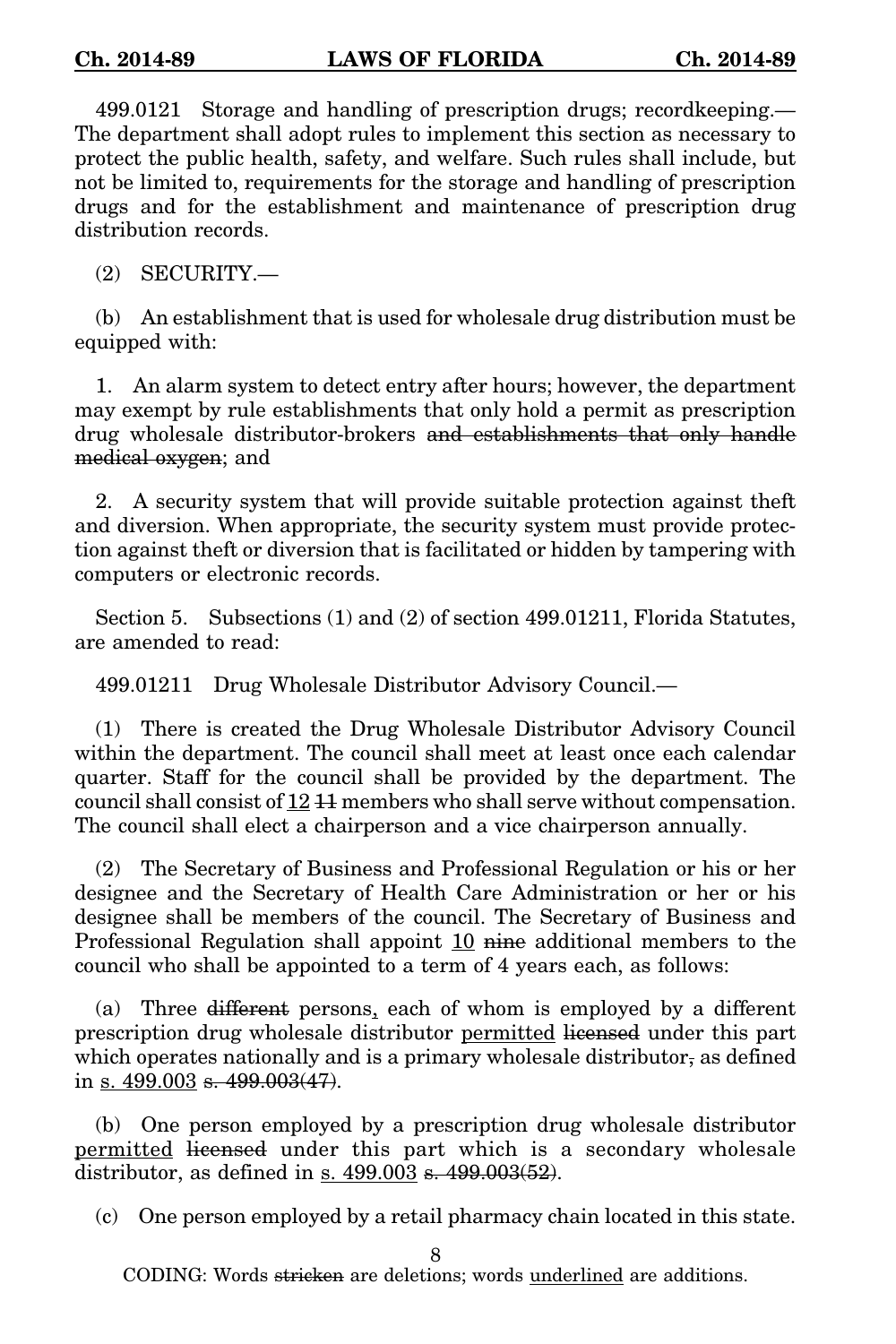499.0121 Storage and handling of prescription drugs; recordkeeping.—The department shall adopt rules to implement this section as necessary to protect the public health, safety, and welfare. Such rules shall include, but not be limited to, requirements for the storage and handling of prescription drugs and for the establishment and maintenance of prescription drug distribution records.

(2) SECURITY.—

(b) An establishment that is used for wholesale drug distribution must be equipped with:

1. An alarm system to detect entry after hours; however, the department may exempt by rule establishments that only hold a permit as prescription drug wholesale distributor-brokers ~~and establishments that only handle medical oxygen~~; and

2. A security system that will provide suitable protection against theft and diversion. When appropriate, the security system must provide protection against theft or diversion that is facilitated or hidden by tampering with computers or electronic records.

Section 5. Subsections (1) and (2) of section 499.01211, Florida Statutes, are amended to read:

499.01211 Drug Wholesale Distributor Advisory Council.—

(1) There is created the Drug Wholesale Distributor Advisory Council within the department. The council shall meet at least once each calendar quarter. Staff for the council shall be provided by the department. The council shall consist of <u>12</u> ~~11~~ members who shall serve without compensation. The council shall elect a chairperson and a vice chairperson annually.

(2) The Secretary of Business and Professional Regulation or his or her designee and the Secretary of Health Care Administration or her or his designee shall be members of the council. The Secretary of Business and Professional Regulation shall appoint <u>10</u> ~~nine~~ additional members to the council who shall be appointed to a term of 4 years each, as follows:

(a) Three ~~different~~ persons<u>,</u> each of whom is employed by a different prescription drug wholesale distributor <u>permitted</u> ~~licensed~~ under this part which operates nationally and is a primary wholesale distributor~~,~~ as defined in <u>s. 499.003</u> ~~s. 499.003(47)~~.

(b) One person employed by a prescription drug wholesale distributor <u>permitted</u> ~~licensed~~ under this part which is a secondary wholesale distributor, as defined in <u>s. 499.003</u> ~~s. 499.003(52)~~.

(c) One person employed by a retail pharmacy chain located in this state.

CODING: Words ~~stricken~~ are deletions; words <u>underlined</u> are additions.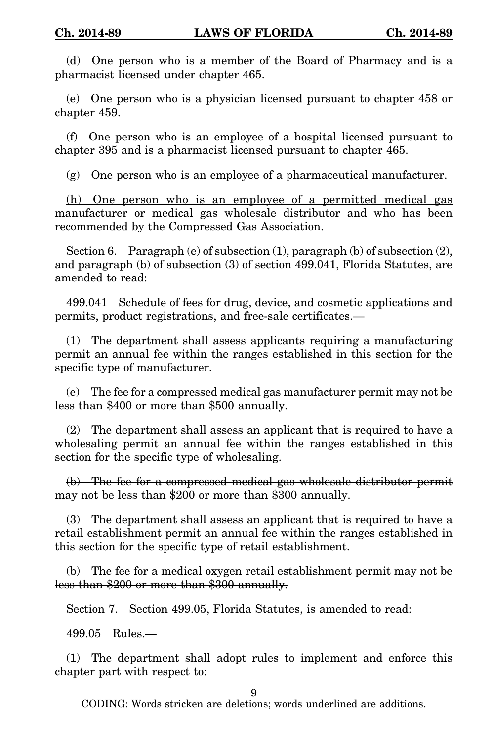(d) One person who is a member of the Board of Pharmacy and is a pharmacist licensed under chapter 465.

(e) One person who is a physician licensed pursuant to chapter 458 or chapter 459.

(f) One person who is an employee of a hospital licensed pursuant to chapter 395 and is a pharmacist licensed pursuant to chapter 465.

(g) One person who is an employee of a pharmaceutical manufacturer.

<u>(h) One person who is an employee of a permitted medical gas manufacturer or medical gas wholesale distributor and who has been recommended by the Compressed Gas Association.</u>

Section 6. Paragraph (e) of subsection (1), paragraph (b) of subsection (2), and paragraph (b) of subsection (3) of section 499.041, Florida Statutes, are amended to read:

499.041 Schedule of fees for drug, device, and cosmetic applications and permits, product registrations, and free-sale certificates.—

(1) The department shall assess applicants requiring a manufacturing permit an annual fee within the ranges established in this section for the specific type of manufacturer.

~~(e) The fee for a compressed medical gas manufacturer permit may not be less than $400 or more than $500 annually.~~

(2) The department shall assess an applicant that is required to have a wholesaling permit an annual fee within the ranges established in this section for the specific type of wholesaling.

~~(b) The fee for a compressed medical gas wholesale distributor permit may not be less than $200 or more than $300 annually.~~

(3) The department shall assess an applicant that is required to have a retail establishment permit an annual fee within the ranges established in this section for the specific type of retail establishment.

~~(b) The fee for a medical oxygen retail establishment permit may not be less than $200 or more than $300 annually.~~

Section 7. Section 499.05, Florida Statutes, is amended to read:

499.05 Rules.—

(1) The department shall adopt rules to implement and enforce this <u>chapter</u> ~~part~~ with respect to: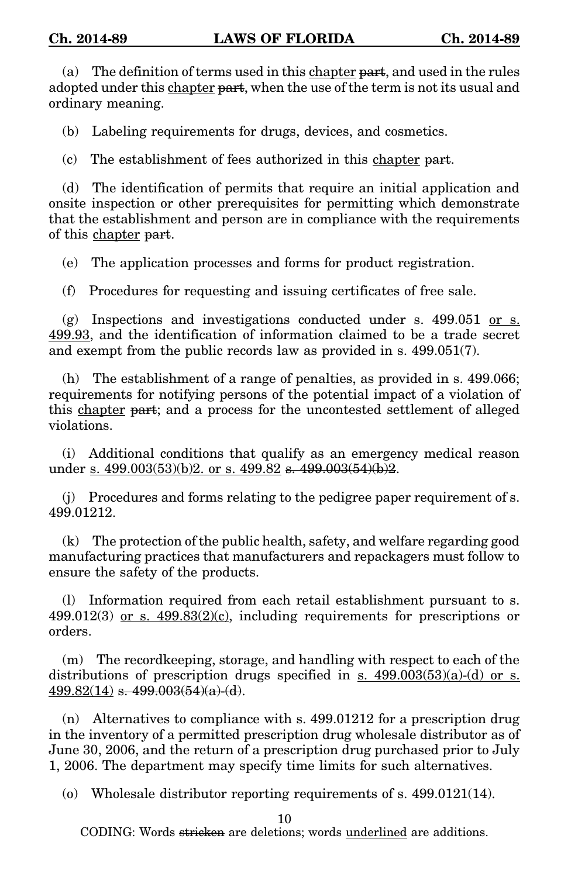(a) The definition of terms used in this <u>chapter</u> ~~part~~, and used in the rules adopted under this <u>chapter</u> ~~part~~, when the use of the term is not its usual and ordinary meaning.

(b) Labeling requirements for drugs, devices, and cosmetics.

(c) The establishment of fees authorized in this <u>chapter</u> ~~part~~.

(d) The identification of permits that require an initial application and onsite inspection or other prerequisites for permitting which demonstrate that the establishment and person are in compliance with the requirements of this <u>chapter</u> ~~part~~.

(e) The application processes and forms for product registration.

(f) Procedures for requesting and issuing certificates of free sale.

(g) Inspections and investigations conducted under s. 499.051 <u>or s. 499.93</u>, and the identification of information claimed to be a trade secret and exempt from the public records law as provided in s. 499.051(7).

(h) The establishment of a range of penalties, as provided in s. 499.066; requirements for notifying persons of the potential impact of a violation of this <u>chapter</u> ~~part~~; and a process for the uncontested settlement of alleged violations.

(i) Additional conditions that qualify as an emergency medical reason under <u>s. 499.003(53)(b)2. or s. 499.82</u> ~~s. 499.003(54)(b)2~~.

(j) Procedures and forms relating to the pedigree paper requirement of s. 499.01212.

(k) The protection of the public health, safety, and welfare regarding good manufacturing practices that manufacturers and repackagers must follow to ensure the safety of the products.

(l) Information required from each retail establishment pursuant to s. 499.012(3) <u>or s. 499.83(2)(c)</u>, including requirements for prescriptions or orders.

(m) The recordkeeping, storage, and handling with respect to each of the distributions of prescription drugs specified in <u>s. 499.003(53)(a)-(d) or s. 499.82(14)</u> ~~s. 499.003(54)(a)-(d)~~.

(n) Alternatives to compliance with s. 499.01212 for a prescription drug in the inventory of a permitted prescription drug wholesale distributor as of June 30, 2006, and the return of a prescription drug purchased prior to July 1, 2006. The department may specify time limits for such alternatives.

(o) Wholesale distributor reporting requirements of s. 499.0121(14).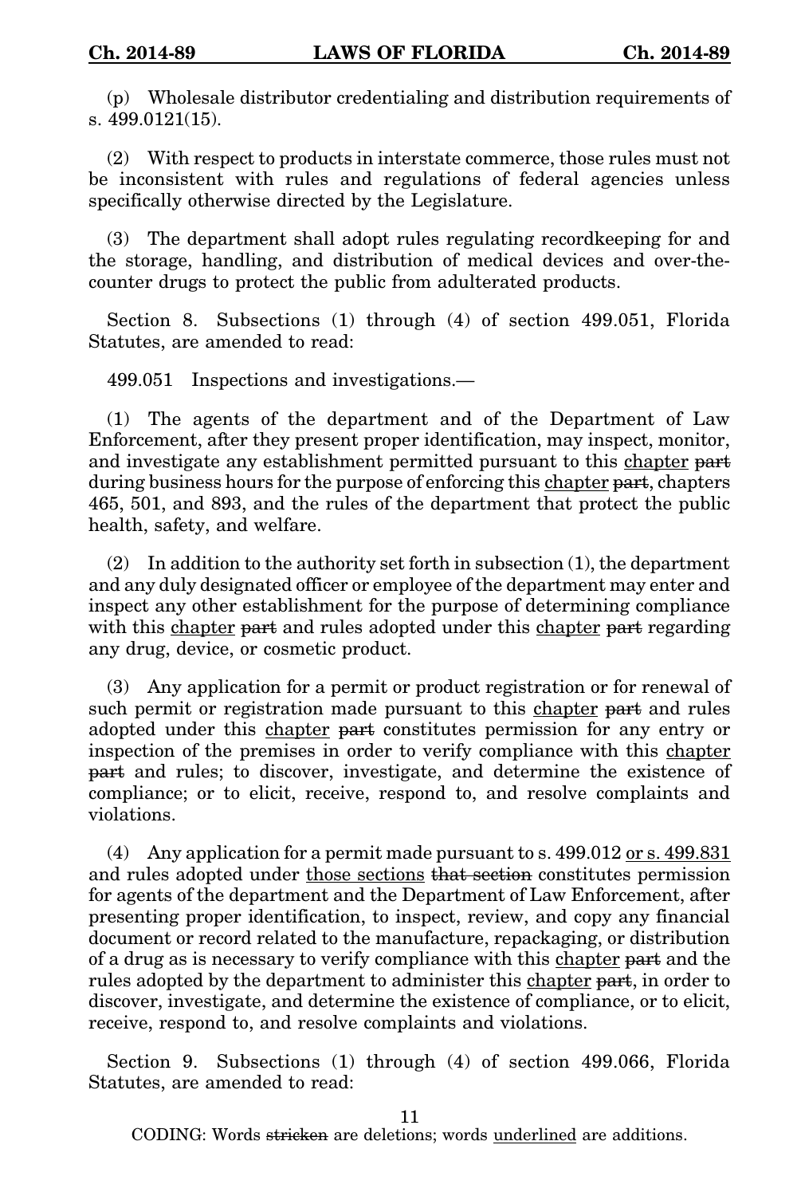(p) Wholesale distributor credentialing and distribution requirements of s. 499.0121(15).

(2) With respect to products in interstate commerce, those rules must not be inconsistent with rules and regulations of federal agencies unless specifically otherwise directed by the Legislature.

(3) The department shall adopt rules regulating recordkeeping for and the storage, handling, and distribution of medical devices and over-the-counter drugs to protect the public from adulterated products.

Section 8. Subsections (1) through (4) of section 499.051, Florida Statutes, are amended to read:

499.051 Inspections and investigations.—

(1) The agents of the department and of the Department of Law Enforcement, after they present proper identification, may inspect, monitor, and investigate any establishment permitted pursuant to this <u>chapter</u> ~~part~~ during business hours for the purpose of enforcing this <u>chapter</u> ~~part~~, chapters 465, 501, and 893, and the rules of the department that protect the public health, safety, and welfare.

(2) In addition to the authority set forth in subsection (1), the department and any duly designated officer or employee of the department may enter and inspect any other establishment for the purpose of determining compliance with this <u>chapter</u> ~~part~~ and rules adopted under this <u>chapter</u> ~~part~~ regarding any drug, device, or cosmetic product.

(3) Any application for a permit or product registration or for renewal of such permit or registration made pursuant to this <u>chapter</u> ~~part~~ and rules adopted under this <u>chapter</u> ~~part~~ constitutes permission for any entry or inspection of the premises in order to verify compliance with this <u>chapter</u> ~~part~~ and rules; to discover, investigate, and determine the existence of compliance; or to elicit, receive, respond to, and resolve complaints and violations.

(4) Any application for a permit made pursuant to s. 499.012 <u>or s. 499.831</u> and rules adopted under <u>those sections</u> ~~that section~~ constitutes permission for agents of the department and the Department of Law Enforcement, after presenting proper identification, to inspect, review, and copy any financial document or record related to the manufacture, repackaging, or distribution of a drug as is necessary to verify compliance with this <u>chapter</u> ~~part~~ and the rules adopted by the department to administer this <u>chapter</u> ~~part~~, in order to discover, investigate, and determine the existence of compliance, or to elicit, receive, respond to, and resolve complaints and violations.

Section 9. Subsections (1) through (4) of section 499.066, Florida Statutes, are amended to read: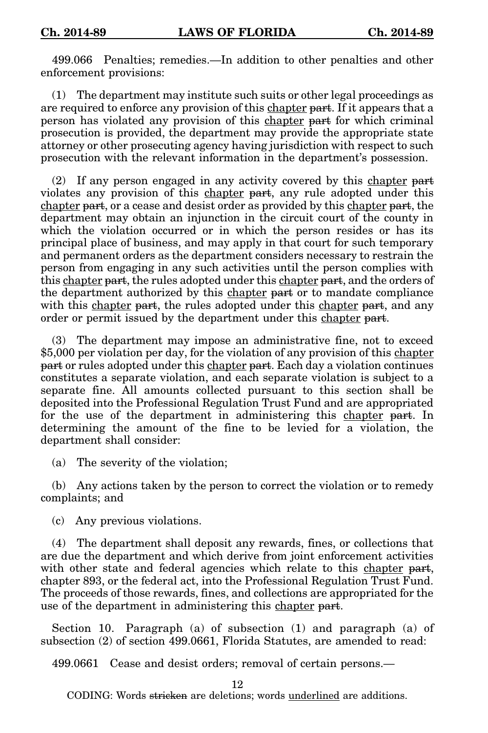499.066 Penalties; remedies.—In addition to other penalties and other enforcement provisions:

(1) The department may institute such suits or other legal proceedings as are required to enforce any provision of this <u>chapter</u> ~~part~~. If it appears that a person has violated any provision of this <u>chapter</u> ~~part~~ for which criminal prosecution is provided, the department may provide the appropriate state attorney or other prosecuting agency having jurisdiction with respect to such prosecution with the relevant information in the department's possession.

(2) If any person engaged in any activity covered by this <u>chapter</u> ~~part~~ violates any provision of this <u>chapter</u> ~~part~~, any rule adopted under this <u>chapter</u> ~~part~~, or a cease and desist order as provided by this <u>chapter</u> ~~part~~, the department may obtain an injunction in the circuit court of the county in which the violation occurred or in which the person resides or has its principal place of business, and may apply in that court for such temporary and permanent orders as the department considers necessary to restrain the person from engaging in any such activities until the person complies with this <u>chapter</u> ~~part~~, the rules adopted under this <u>chapter</u> ~~part~~, and the orders of the department authorized by this <u>chapter</u> ~~part~~ or to mandate compliance with this <u>chapter</u> ~~part~~, the rules adopted under this <u>chapter</u> ~~part~~, and any order or permit issued by the department under this <u>chapter</u> ~~part~~.

(3) The department may impose an administrative fine, not to exceed $5,000 per violation per day, for the violation of any provision of this <u>chapter</u> ~~part~~ or rules adopted under this <u>chapter</u> ~~part~~. Each day a violation continues constitutes a separate violation, and each separate violation is subject to a separate fine. All amounts collected pursuant to this section shall be deposited into the Professional Regulation Trust Fund and are appropriated for the use of the department in administering this <u>chapter</u> ~~part~~. In determining the amount of the fine to be levied for a violation, the department shall consider:

(a) The severity of the violation;

(b) Any actions taken by the person to correct the violation or to remedy complaints; and

(c) Any previous violations.

(4) The department shall deposit any rewards, fines, or collections that are due the department and which derive from joint enforcement activities with other state and federal agencies which relate to this <u>chapter</u> ~~part~~, chapter 893, or the federal act, into the Professional Regulation Trust Fund. The proceeds of those rewards, fines, and collections are appropriated for the use of the department in administering this <u>chapter</u> ~~part~~.

Section 10. Paragraph (a) of subsection (1) and paragraph (a) of subsection (2) of section 499.0661, Florida Statutes, are amended to read:

499.0661 Cease and desist orders; removal of certain persons.—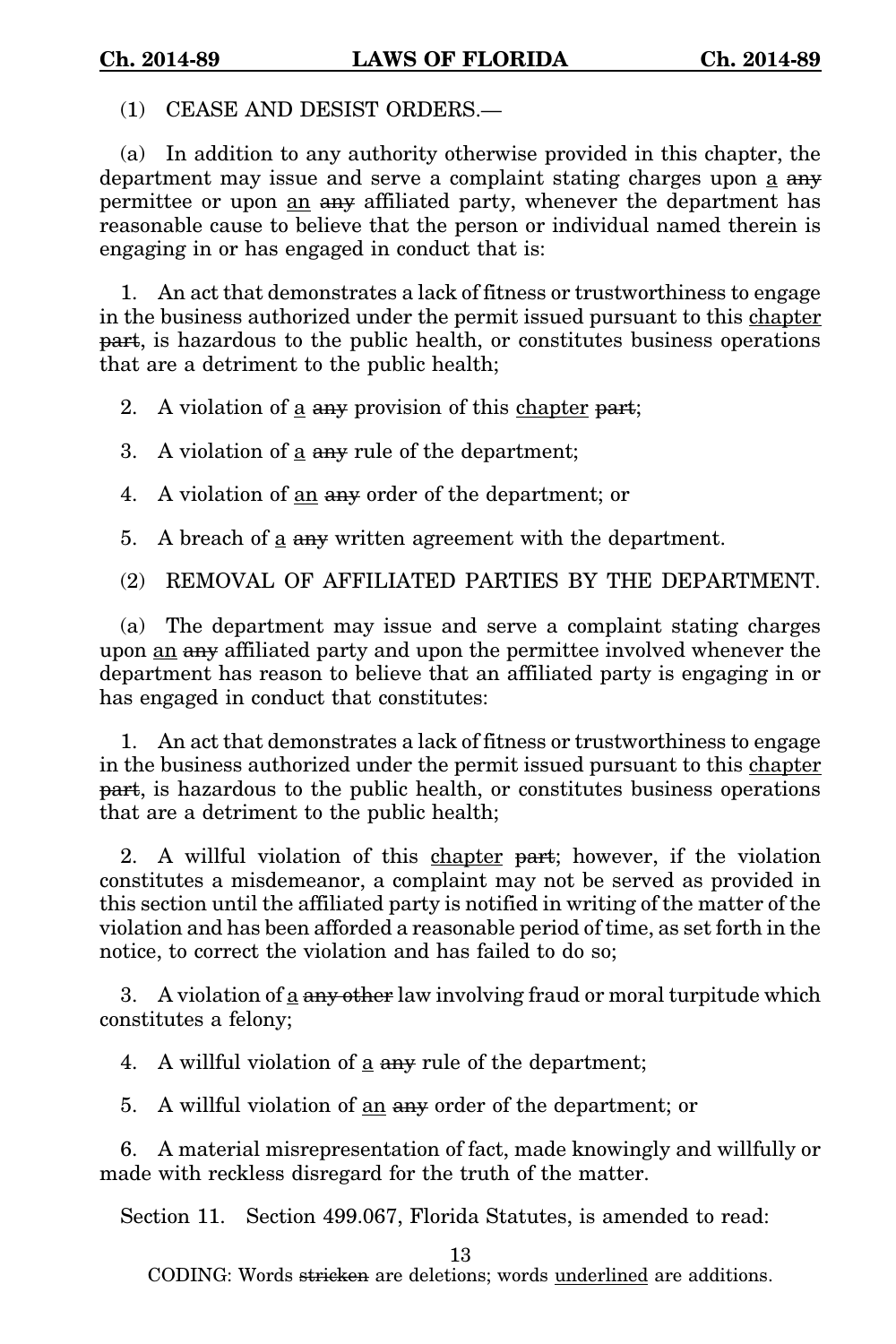(1) CEASE AND DESIST ORDERS.—

(a) In addition to any authority otherwise provided in this chapter, the department may issue and serve a complaint stating charges upon <u>a</u> ~~any~~ permittee or upon <u>an</u> ~~any~~ affiliated party, whenever the department has reasonable cause to believe that the person or individual named therein is engaging in or has engaged in conduct that is:

1. An act that demonstrates a lack of fitness or trustworthiness to engage in the business authorized under the permit issued pursuant to this <u>chapter</u> ~~part~~, is hazardous to the public health, or constitutes business operations that are a detriment to the public health;

2. A violation of <u>a</u> ~~any~~ provision of this <u>chapter</u> ~~part~~;

3. A violation of <u>a</u> ~~any~~ rule of the department;

4. A violation of <u>an</u> ~~any~~ order of the department; or

5. A breach of <u>a</u> ~~any~~ written agreement with the department.

(2) REMOVAL OF AFFILIATED PARTIES BY THE DEPARTMENT.

(a) The department may issue and serve a complaint stating charges upon <u>an</u> ~~any~~ affiliated party and upon the permittee involved whenever the department has reason to believe that an affiliated party is engaging in or has engaged in conduct that constitutes:

1. An act that demonstrates a lack of fitness or trustworthiness to engage in the business authorized under the permit issued pursuant to this <u>chapter</u> ~~part~~, is hazardous to the public health, or constitutes business operations that are a detriment to the public health;

2. A willful violation of this <u>chapter</u> ~~part~~; however, if the violation constitutes a misdemeanor, a complaint may not be served as provided in this section until the affiliated party is notified in writing of the matter of the violation and has been afforded a reasonable period of time, as set forth in the notice, to correct the violation and has failed to do so;

3. A violation of <u>a</u> ~~any other~~ law involving fraud or moral turpitude which constitutes a felony;

4. A willful violation of <u>a</u> ~~any~~ rule of the department;

5. A willful violation of <u>an</u> ~~any~~ order of the department; or

6. A material misrepresentation of fact, made knowingly and willfully or made with reckless disregard for the truth of the matter.

Section 11. Section 499.067, Florida Statutes, is amended to read: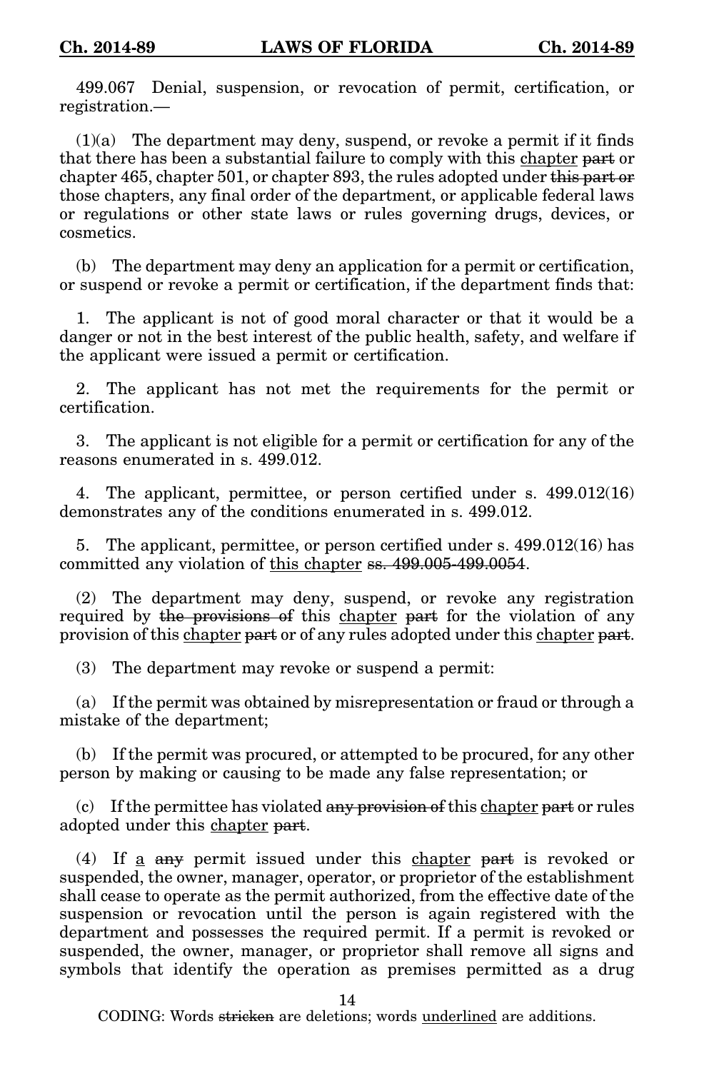499.067 Denial, suspension, or revocation of permit, certification, or registration.—

(1)(a) The department may deny, suspend, or revoke a permit if it finds that there has been a substantial failure to comply with this <u>chapter</u> ~~part~~ or chapter 465, chapter 501, or chapter 893, the rules adopted under ~~this part or~~ those chapters, any final order of the department, or applicable federal laws or regulations or other state laws or rules governing drugs, devices, or cosmetics.

(b) The department may deny an application for a permit or certification, or suspend or revoke a permit or certification, if the department finds that:

1. The applicant is not of good moral character or that it would be a danger or not in the best interest of the public health, safety, and welfare if the applicant were issued a permit or certification.

2. The applicant has not met the requirements for the permit or certification.

3. The applicant is not eligible for a permit or certification for any of the reasons enumerated in s. 499.012.

4. The applicant, permittee, or person certified under s. 499.012(16) demonstrates any of the conditions enumerated in s. 499.012.

5. The applicant, permittee, or person certified under s. 499.012(16) has committed any violation of <u>this chapter</u> ~~ss. 499.005-499.0054~~.

(2) The department may deny, suspend, or revoke any registration required by ~~the provisions of~~ this <u>chapter</u> ~~part~~ for the violation of any provision of this <u>chapter</u> ~~part~~ or of any rules adopted under this <u>chapter</u> ~~part~~.

(3) The department may revoke or suspend a permit:

(a) If the permit was obtained by misrepresentation or fraud or through a mistake of the department;

(b) If the permit was procured, or attempted to be procured, for any other person by making or causing to be made any false representation; or

(c) If the permittee has violated ~~any provision of~~ this <u>chapter</u> ~~part~~ or rules adopted under this <u>chapter</u> ~~part~~.

(4) If <u>a</u> ~~any~~ permit issued under this <u>chapter</u> ~~part~~ is revoked or suspended, the owner, manager, operator, or proprietor of the establishment shall cease to operate as the permit authorized, from the effective date of the suspension or revocation until the person is again registered with the department and possesses the required permit. If a permit is revoked or suspended, the owner, manager, or proprietor shall remove all signs and symbols that identify the operation as premises permitted as a drug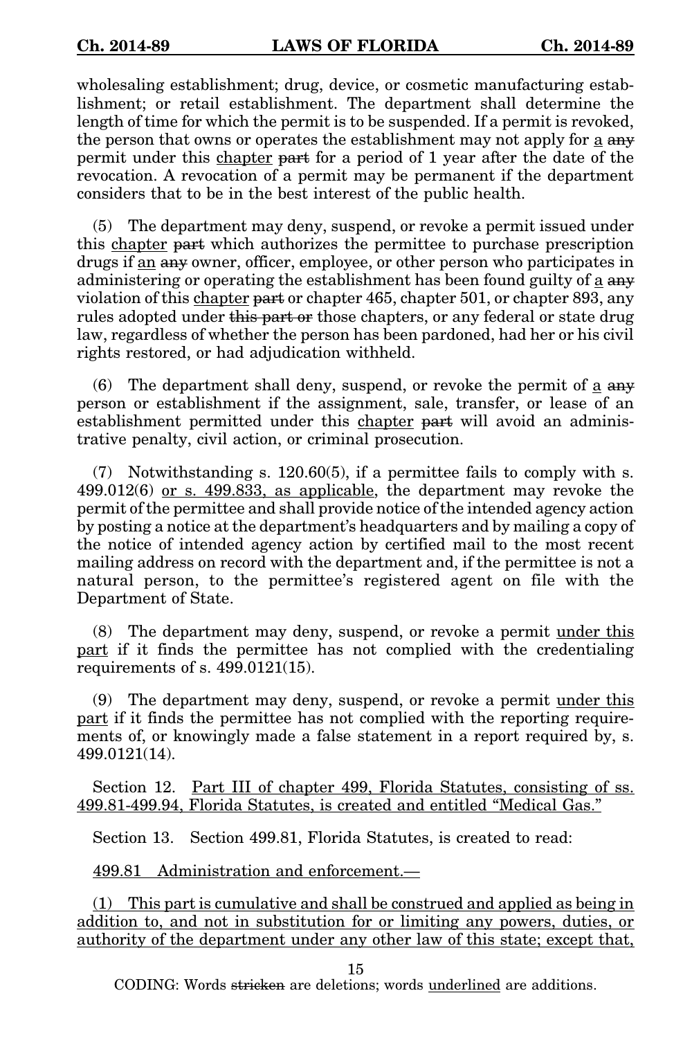wholesaling establishment; drug, device, or cosmetic manufacturing establishment; or retail establishment. The department shall determine the length of time for which the permit is to be suspended. If a permit is revoked, the person that owns or operates the establishment may not apply for <u>a</u> ~~any~~ permit under this <u>chapter</u> ~~part~~ for a period of 1 year after the date of the revocation. A revocation of a permit may be permanent if the department considers that to be in the best interest of the public health.

(5) The department may deny, suspend, or revoke a permit issued under this <u>chapter</u> ~~part~~ which authorizes the permittee to purchase prescription drugs if <u>an</u> ~~any~~ owner, officer, employee, or other person who participates in administering or operating the establishment has been found guilty of <u>a</u> ~~any~~ violation of this <u>chapter</u> ~~part~~ or chapter 465, chapter 501, or chapter 893, any rules adopted under ~~this part or~~ those chapters, or any federal or state drug law, regardless of whether the person has been pardoned, had her or his civil rights restored, or had adjudication withheld.

(6) The department shall deny, suspend, or revoke the permit of <u>a</u> ~~any~~ person or establishment if the assignment, sale, transfer, or lease of an establishment permitted under this <u>chapter</u> ~~part~~ will avoid an administrative penalty, civil action, or criminal prosecution.

(7) Notwithstanding s. 120.60(5), if a permittee fails to comply with s. 499.012(6) <u>or s. 499.833, as applicable</u>, the department may revoke the permit of the permittee and shall provide notice of the intended agency action by posting a notice at the department's headquarters and by mailing a copy of the notice of intended agency action by certified mail to the most recent mailing address on record with the department and, if the permittee is not a natural person, to the permittee's registered agent on file with the Department of State.

(8) The department may deny, suspend, or revoke a permit <u>under this part</u> if it finds the permittee has not complied with the credentialing requirements of s. 499.0121(15).

(9) The department may deny, suspend, or revoke a permit <u>under this part</u> if it finds the permittee has not complied with the reporting requirements of, or knowingly made a false statement in a report required by, s. 499.0121(14).

Section 12. <u>Part III of chapter 499, Florida Statutes, consisting of ss. 499.81-499.94, Florida Statutes, is created and entitled "Medical Gas."</u>

Section 13. Section 499.81, Florida Statutes, is created to read:

<u>499.81 Administration and enforcement.—</u>

<u>(1) This part is cumulative and shall be construed and applied as being in addition to, and not in substitution for or limiting any powers, duties, or authority of the department under any other law of this state; except that,</u>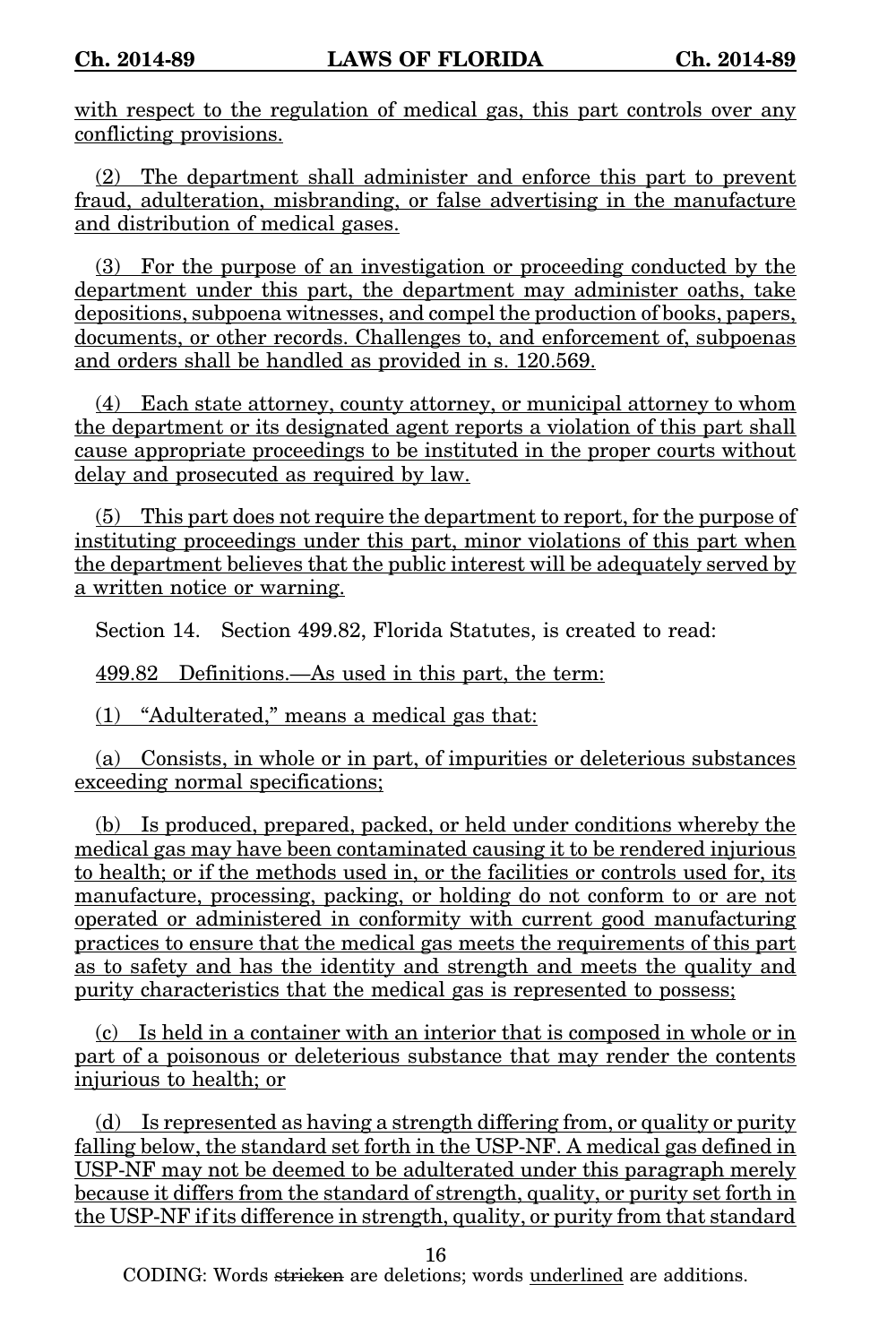with respect to the regulation of medical gas, this part controls over any conflicting provisions.

(2) The department shall administer and enforce this part to prevent fraud, adulteration, misbranding, or false advertising in the manufacture and distribution of medical gases.

(3) For the purpose of an investigation or proceeding conducted by the department under this part, the department may administer oaths, take depositions, subpoena witnesses, and compel the production of books, papers, documents, or other records. Challenges to, and enforcement of, subpoenas and orders shall be handled as provided in s. 120.569.

(4) Each state attorney, county attorney, or municipal attorney to whom the department or its designated agent reports a violation of this part shall cause appropriate proceedings to be instituted in the proper courts without delay and prosecuted as required by law.

(5) This part does not require the department to report, for the purpose of instituting proceedings under this part, minor violations of this part when the department believes that the public interest will be adequately served by a written notice or warning.

Section 14. Section 499.82, Florida Statutes, is created to read:

499.82 Definitions.—As used in this part, the term:

(1) "Adulterated," means a medical gas that:

(a) Consists, in whole or in part, of impurities or deleterious substances exceeding normal specifications;

(b) Is produced, prepared, packed, or held under conditions whereby the medical gas may have been contaminated causing it to be rendered injurious to health; or if the methods used in, or the facilities or controls used for, its manufacture, processing, packing, or holding do not conform to or are not operated or administered in conformity with current good manufacturing practices to ensure that the medical gas meets the requirements of this part as to safety and has the identity and strength and meets the quality and purity characteristics that the medical gas is represented to possess;

(c) Is held in a container with an interior that is composed in whole or in part of a poisonous or deleterious substance that may render the contents injurious to health; or

(d) Is represented as having a strength differing from, or quality or purity falling below, the standard set forth in the USP-NF. A medical gas defined in USP-NF may not be deemed to be adulterated under this paragraph merely because it differs from the standard of strength, quality, or purity set forth in the USP-NF if its difference in strength, quality, or purity from that standard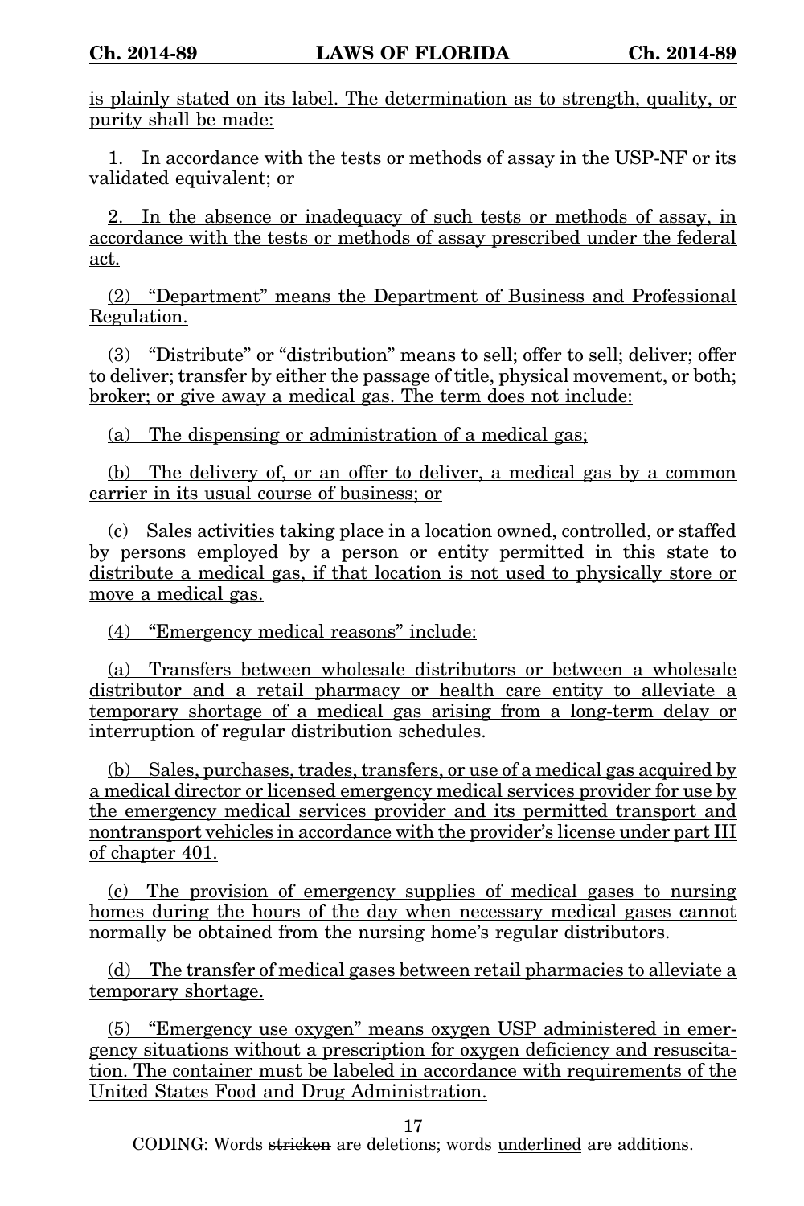is plainly stated on its label. The determination as to strength, quality, or purity shall be made:

1. In accordance with the tests or methods of assay in the USP-NF or its validated equivalent; or

2. In the absence or inadequacy of such tests or methods of assay, in accordance with the tests or methods of assay prescribed under the federal act.

(2) "Department" means the Department of Business and Professional Regulation.

(3) "Distribute" or "distribution" means to sell; offer to sell; deliver; offer to deliver; transfer by either the passage of title, physical movement, or both; broker; or give away a medical gas. The term does not include:

(a) The dispensing or administration of a medical gas;

(b) The delivery of, or an offer to deliver, a medical gas by a common carrier in its usual course of business; or

(c) Sales activities taking place in a location owned, controlled, or staffed by persons employed by a person or entity permitted in this state to distribute a medical gas, if that location is not used to physically store or move a medical gas.

(4) "Emergency medical reasons" include:

(a) Transfers between wholesale distributors or between a wholesale distributor and a retail pharmacy or health care entity to alleviate a temporary shortage of a medical gas arising from a long-term delay or interruption of regular distribution schedules.

(b) Sales, purchases, trades, transfers, or use of a medical gas acquired by a medical director or licensed emergency medical services provider for use by the emergency medical services provider and its permitted transport and nontransport vehicles in accordance with the provider's license under part III of chapter 401.

(c) The provision of emergency supplies of medical gases to nursing homes during the hours of the day when necessary medical gases cannot normally be obtained from the nursing home's regular distributors.

(d) The transfer of medical gases between retail pharmacies to alleviate a temporary shortage.

(5) "Emergency use oxygen" means oxygen USP administered in emergency situations without a prescription for oxygen deficiency and resuscitation. The container must be labeled in accordance with requirements of the United States Food and Drug Administration.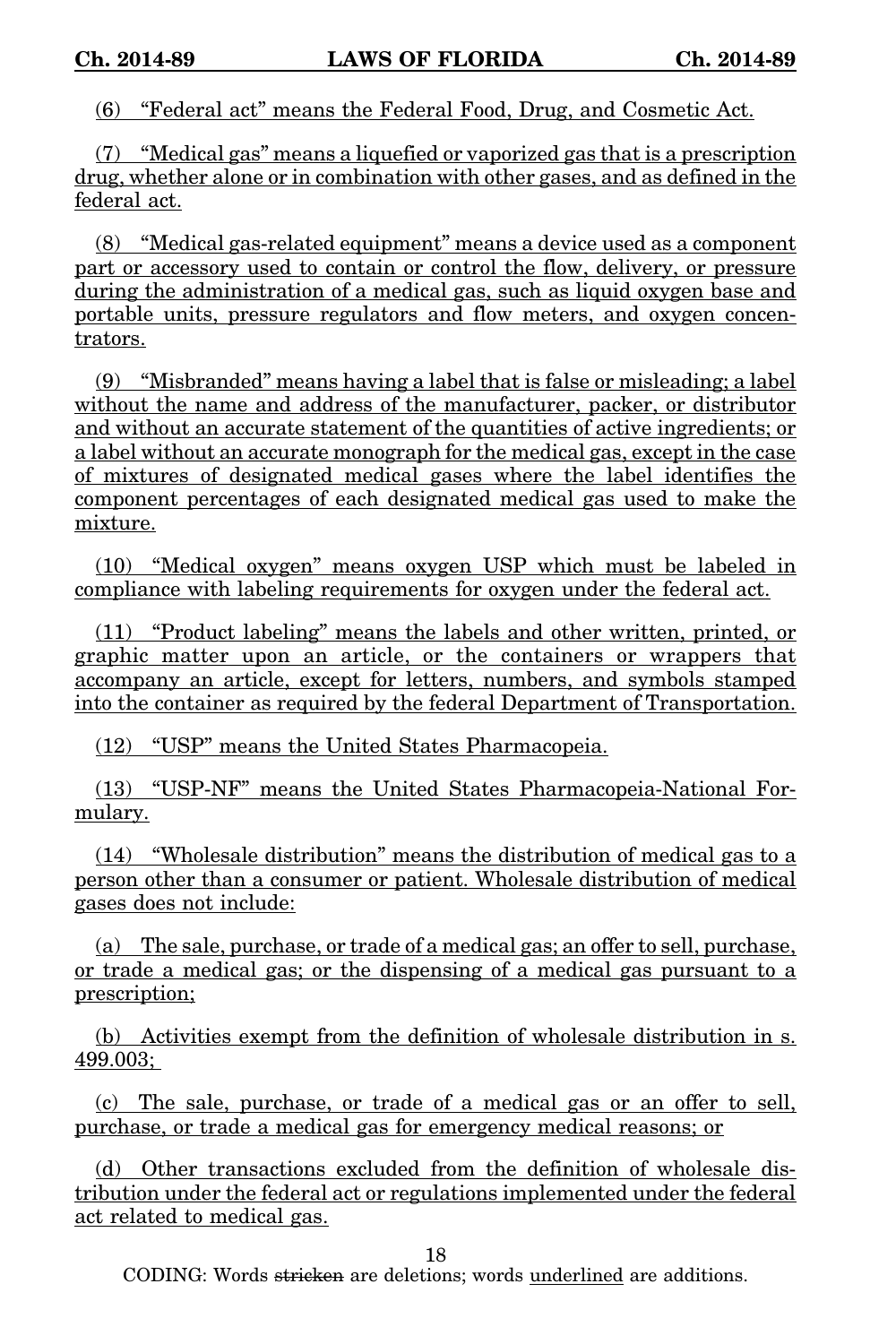(6) "Federal act" means the Federal Food, Drug, and Cosmetic Act.

(7) "Medical gas" means a liquefied or vaporized gas that is a prescription drug, whether alone or in combination with other gases, and as defined in the federal act.

(8) "Medical gas-related equipment" means a device used as a component part or accessory used to contain or control the flow, delivery, or pressure during the administration of a medical gas, such as liquid oxygen base and portable units, pressure regulators and flow meters, and oxygen concentrators.

(9) "Misbranded" means having a label that is false or misleading; a label without the name and address of the manufacturer, packer, or distributor and without an accurate statement of the quantities of active ingredients; or a label without an accurate monograph for the medical gas, except in the case of mixtures of designated medical gases where the label identifies the component percentages of each designated medical gas used to make the mixture.

(10) "Medical oxygen" means oxygen USP which must be labeled in compliance with labeling requirements for oxygen under the federal act.

(11) "Product labeling" means the labels and other written, printed, or graphic matter upon an article, or the containers or wrappers that accompany an article, except for letters, numbers, and symbols stamped into the container as required by the federal Department of Transportation.

(12) "USP" means the United States Pharmacopeia.

(13) "USP-NF" means the United States Pharmacopeia-National Formulary.

(14) "Wholesale distribution" means the distribution of medical gas to a person other than a consumer or patient. Wholesale distribution of medical gases does not include:

(a) The sale, purchase, or trade of a medical gas; an offer to sell, purchase, or trade a medical gas; or the dispensing of a medical gas pursuant to a prescription;

(b) Activities exempt from the definition of wholesale distribution in s. 499.003;

(c) The sale, purchase, or trade of a medical gas or an offer to sell, purchase, or trade a medical gas for emergency medical reasons; or

(d) Other transactions excluded from the definition of wholesale distribution under the federal act or regulations implemented under the federal act related to medical gas.

CODING: Words stricken are deletions; words underlined are additions.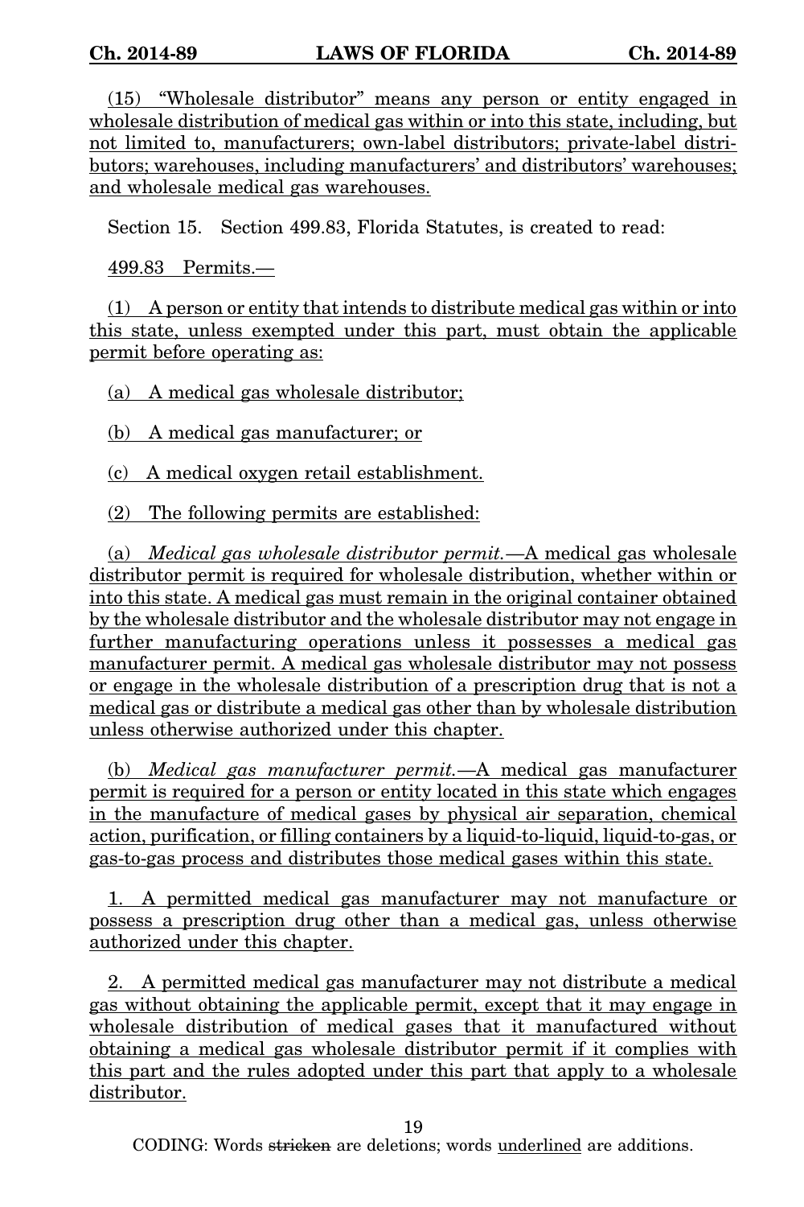(15) "Wholesale distributor" means any person or entity engaged in wholesale distribution of medical gas within or into this state, including, but not limited to, manufacturers; own-label distributors; private-label distributors; warehouses, including manufacturers' and distributors' warehouses; and wholesale medical gas warehouses.

Section 15. Section 499.83, Florida Statutes, is created to read:

499.83 Permits.—

(1) A person or entity that intends to distribute medical gas within or into this state, unless exempted under this part, must obtain the applicable permit before operating as:

(a) A medical gas wholesale distributor;

(b) A medical gas manufacturer; or

(c) A medical oxygen retail establishment.

(2) The following permits are established:

(a) *Medical gas wholesale distributor permit.*—A medical gas wholesale distributor permit is required for wholesale distribution, whether within or into this state. A medical gas must remain in the original container obtained by the wholesale distributor and the wholesale distributor may not engage in further manufacturing operations unless it possesses a medical gas manufacturer permit. A medical gas wholesale distributor may not possess or engage in the wholesale distribution of a prescription drug that is not a medical gas or distribute a medical gas other than by wholesale distribution unless otherwise authorized under this chapter.

(b) *Medical gas manufacturer permit.*—A medical gas manufacturer permit is required for a person or entity located in this state which engages in the manufacture of medical gases by physical air separation, chemical action, purification, or filling containers by a liquid-to-liquid, liquid-to-gas, or gas-to-gas process and distributes those medical gases within this state.

1. A permitted medical gas manufacturer may not manufacture or possess a prescription drug other than a medical gas, unless otherwise authorized under this chapter.

2. A permitted medical gas manufacturer may not distribute a medical gas without obtaining the applicable permit, except that it may engage in wholesale distribution of medical gases that it manufactured without obtaining a medical gas wholesale distributor permit if it complies with this part and the rules adopted under this part that apply to a wholesale distributor.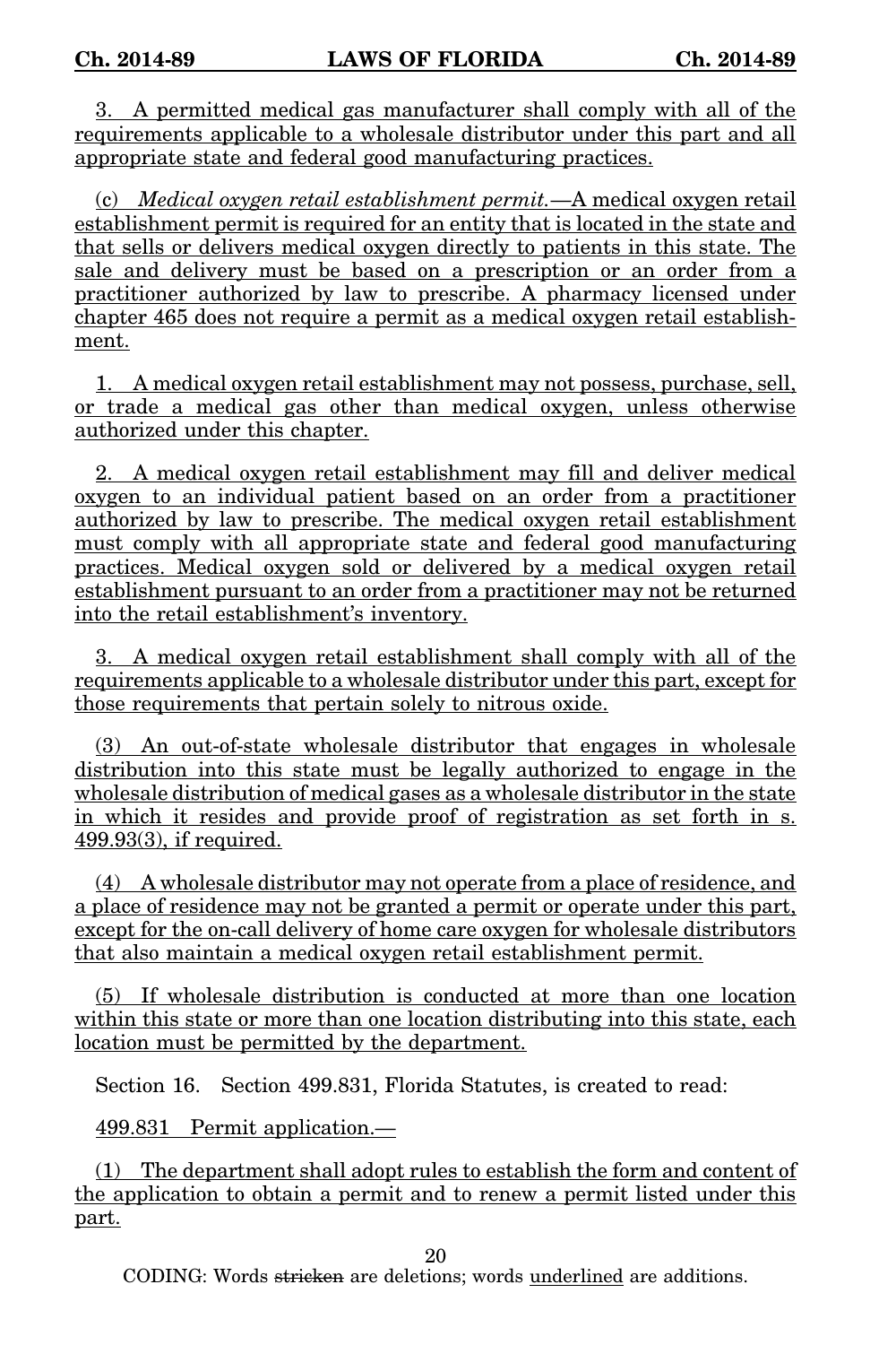3. A permitted medical gas manufacturer shall comply with all of the requirements applicable to a wholesale distributor under this part and all appropriate state and federal good manufacturing practices.

(c) *Medical oxygen retail establishment permit.*—A medical oxygen retail establishment permit is required for an entity that is located in the state and that sells or delivers medical oxygen directly to patients in this state. The sale and delivery must be based on a prescription or an order from a practitioner authorized by law to prescribe. A pharmacy licensed under chapter 465 does not require a permit as a medical oxygen retail establishment.

1. A medical oxygen retail establishment may not possess, purchase, sell, or trade a medical gas other than medical oxygen, unless otherwise authorized under this chapter.

2. A medical oxygen retail establishment may fill and deliver medical oxygen to an individual patient based on an order from a practitioner authorized by law to prescribe. The medical oxygen retail establishment must comply with all appropriate state and federal good manufacturing practices. Medical oxygen sold or delivered by a medical oxygen retail establishment pursuant to an order from a practitioner may not be returned into the retail establishment's inventory.

3. A medical oxygen retail establishment shall comply with all of the requirements applicable to a wholesale distributor under this part, except for those requirements that pertain solely to nitrous oxide.

(3) An out-of-state wholesale distributor that engages in wholesale distribution into this state must be legally authorized to engage in the wholesale distribution of medical gases as a wholesale distributor in the state in which it resides and provide proof of registration as set forth in s. 499.93(3), if required.

(4) A wholesale distributor may not operate from a place of residence, and a place of residence may not be granted a permit or operate under this part, except for the on-call delivery of home care oxygen for wholesale distributors that also maintain a medical oxygen retail establishment permit.

(5) If wholesale distribution is conducted at more than one location within this state or more than one location distributing into this state, each location must be permitted by the department.

Section 16. Section 499.831, Florida Statutes, is created to read:

499.831 Permit application.—

(1) The department shall adopt rules to establish the form and content of the application to obtain a permit and to renew a permit listed under this part.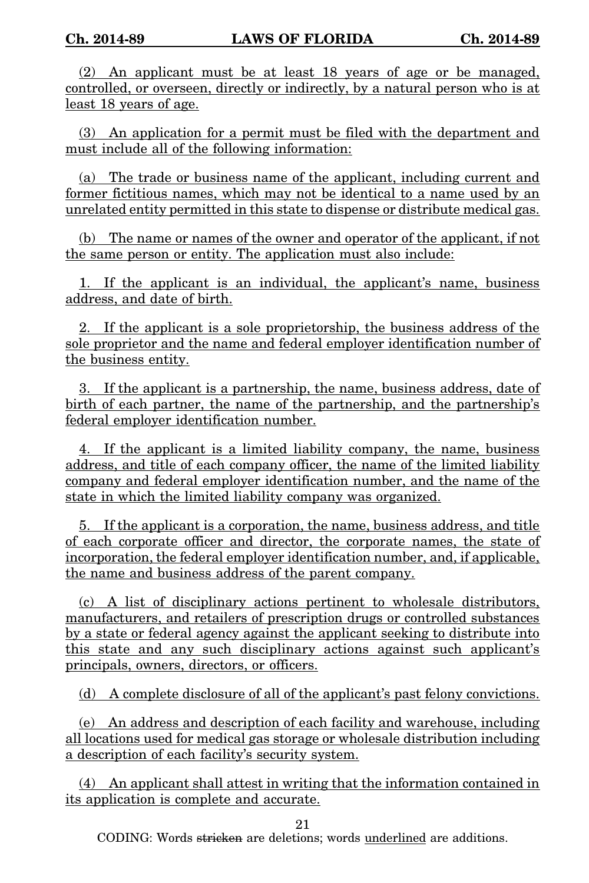(2) An applicant must be at least 18 years of age or be managed, controlled, or overseen, directly or indirectly, by a natural person who is at least 18 years of age.

(3) An application for a permit must be filed with the department and must include all of the following information:

(a) The trade or business name of the applicant, including current and former fictitious names, which may not be identical to a name used by an unrelated entity permitted in this state to dispense or distribute medical gas.

(b) The name or names of the owner and operator of the applicant, if not the same person or entity. The application must also include:

1. If the applicant is an individual, the applicant's name, business address, and date of birth.

2. If the applicant is a sole proprietorship, the business address of the sole proprietor and the name and federal employer identification number of the business entity.

3. If the applicant is a partnership, the name, business address, date of birth of each partner, the name of the partnership, and the partnership's federal employer identification number.

4. If the applicant is a limited liability company, the name, business address, and title of each company officer, the name of the limited liability company and federal employer identification number, and the name of the state in which the limited liability company was organized.

5. If the applicant is a corporation, the name, business address, and title of each corporate officer and director, the corporate names, the state of incorporation, the federal employer identification number, and, if applicable, the name and business address of the parent company.

(c) A list of disciplinary actions pertinent to wholesale distributors, manufacturers, and retailers of prescription drugs or controlled substances by a state or federal agency against the applicant seeking to distribute into this state and any such disciplinary actions against such applicant's principals, owners, directors, or officers.

(d) A complete disclosure of all of the applicant's past felony convictions.

(e) An address and description of each facility and warehouse, including all locations used for medical gas storage or wholesale distribution including a description of each facility's security system.

(4) An applicant shall attest in writing that the information contained in its application is complete and accurate.

CODING: Words ~~stricken~~ are deletions; words underlined are additions.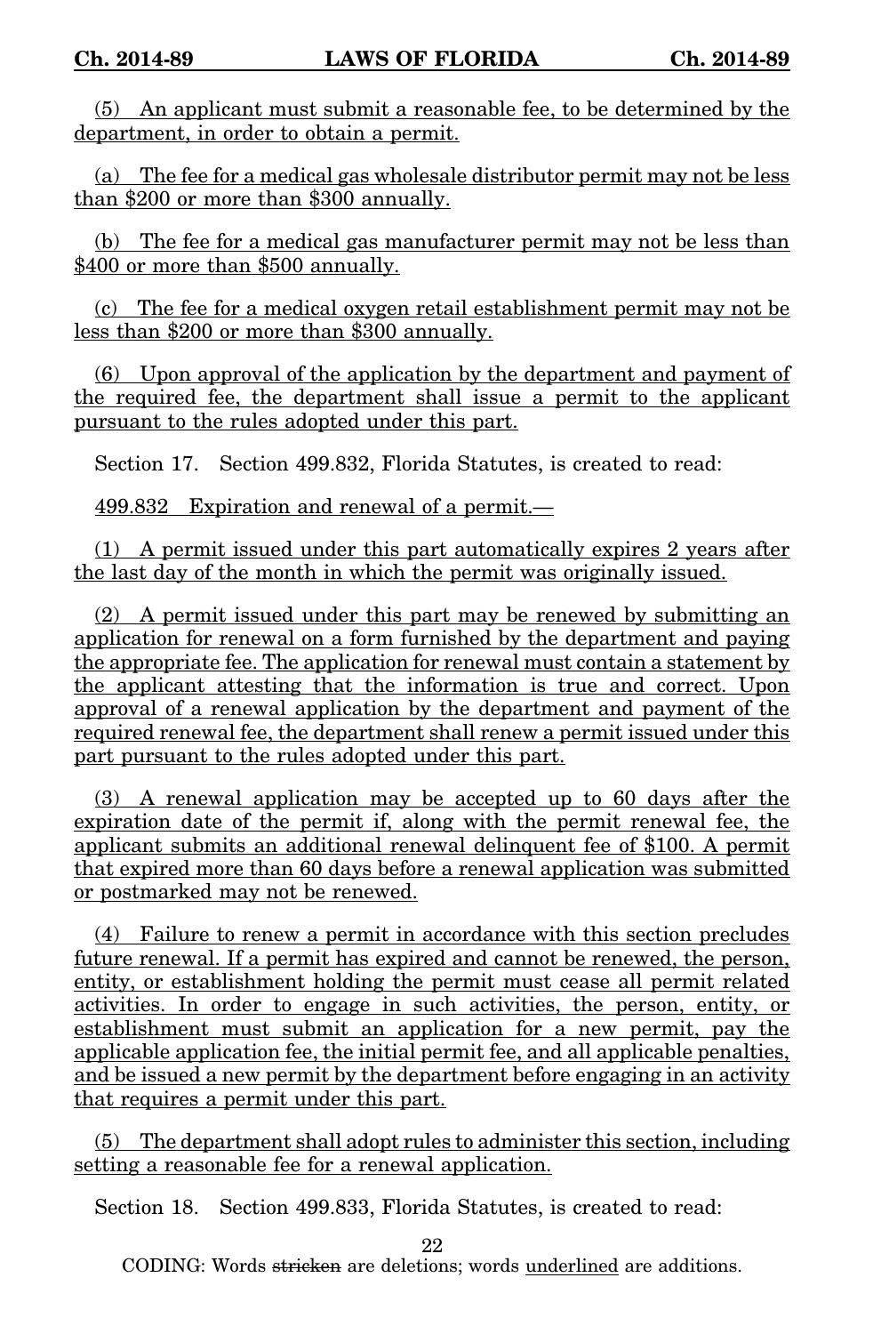(5) An applicant must submit a reasonable fee, to be determined by the department, in order to obtain a permit.

(a) The fee for a medical gas wholesale distributor permit may not be less than $200 or more than $300 annually.

(b) The fee for a medical gas manufacturer permit may not be less than $400 or more than $500 annually.

(c) The fee for a medical oxygen retail establishment permit may not be less than $200 or more than $300 annually.

(6) Upon approval of the application by the department and payment of the required fee, the department shall issue a permit to the applicant pursuant to the rules adopted under this part.

Section 17. Section 499.832, Florida Statutes, is created to read:

499.832 Expiration and renewal of a permit.—

(1) A permit issued under this part automatically expires 2 years after the last day of the month in which the permit was originally issued.

(2) A permit issued under this part may be renewed by submitting an application for renewal on a form furnished by the department and paying the appropriate fee. The application for renewal must contain a statement by the applicant attesting that the information is true and correct. Upon approval of a renewal application by the department and payment of the required renewal fee, the department shall renew a permit issued under this part pursuant to the rules adopted under this part.

(3) A renewal application may be accepted up to 60 days after the expiration date of the permit if, along with the permit renewal fee, the applicant submits an additional renewal delinquent fee of $100. A permit that expired more than 60 days before a renewal application was submitted or postmarked may not be renewed.

(4) Failure to renew a permit in accordance with this section precludes future renewal. If a permit has expired and cannot be renewed, the person, entity, or establishment holding the permit must cease all permit related activities. In order to engage in such activities, the person, entity, or establishment must submit an application for a new permit, pay the applicable application fee, the initial permit fee, and all applicable penalties, and be issued a new permit by the department before engaging in an activity that requires a permit under this part.

(5) The department shall adopt rules to administer this section, including setting a reasonable fee for a renewal application.

Section 18. Section 499.833, Florida Statutes, is created to read:

CODING: Words ~~stricken~~ are deletions; words underlined are additions.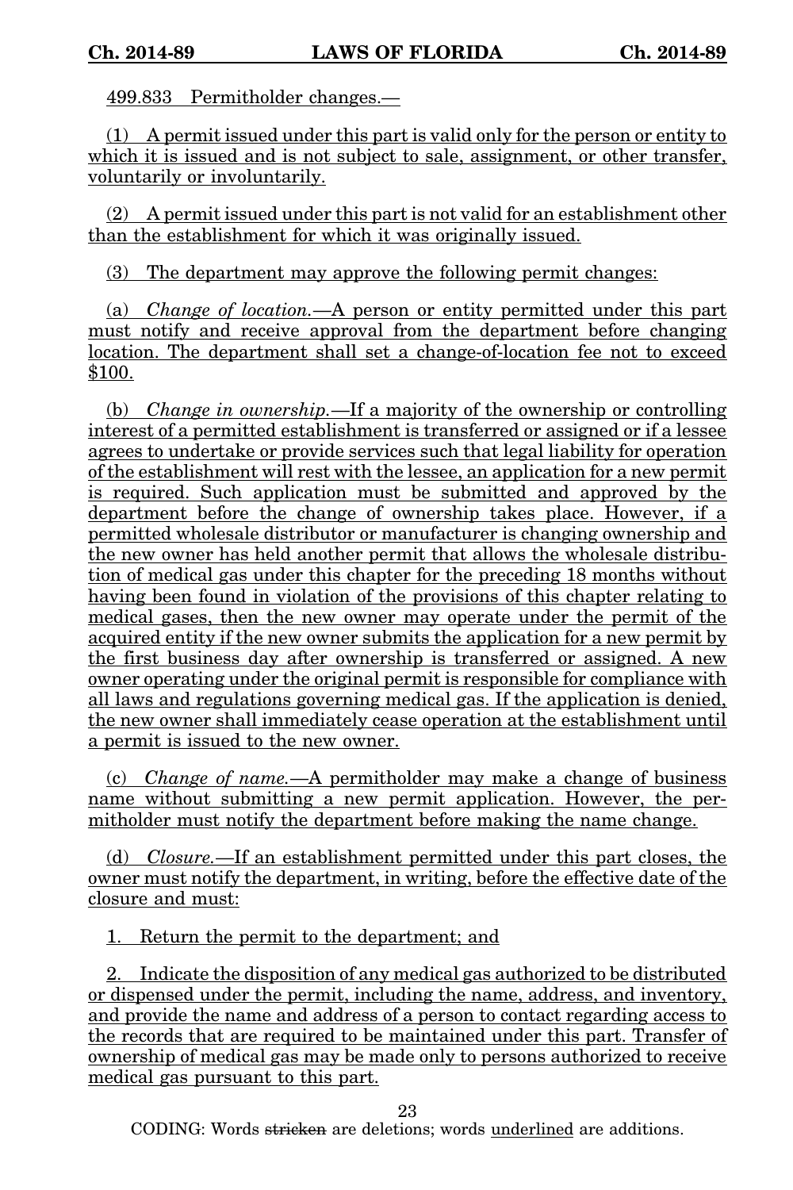499.833 Permitholder changes.—

(1) A permit issued under this part is valid only for the person or entity to which it is issued and is not subject to sale, assignment, or other transfer, voluntarily or involuntarily.

(2) A permit issued under this part is not valid for an establishment other than the establishment for which it was originally issued.

(3) The department may approve the following permit changes:

(a) *Change of location.*—A person or entity permitted under this part must notify and receive approval from the department before changing location. The department shall set a change-of-location fee not to exceed $100.

(b) *Change in ownership.*—If a majority of the ownership or controlling interest of a permitted establishment is transferred or assigned or if a lessee agrees to undertake or provide services such that legal liability for operation of the establishment will rest with the lessee, an application for a new permit is required. Such application must be submitted and approved by the department before the change of ownership takes place. However, if a permitted wholesale distributor or manufacturer is changing ownership and the new owner has held another permit that allows the wholesale distribution of medical gas under this chapter for the preceding 18 months without having been found in violation of the provisions of this chapter relating to medical gases, then the new owner may operate under the permit of the acquired entity if the new owner submits the application for a new permit by the first business day after ownership is transferred or assigned. A new owner operating under the original permit is responsible for compliance with all laws and regulations governing medical gas. If the application is denied, the new owner shall immediately cease operation at the establishment until a permit is issued to the new owner.

(c) *Change of name.*—A permitholder may make a change of business name without submitting a new permit application. However, the permitholder must notify the department before making the name change.

(d) *Closure.*—If an establishment permitted under this part closes, the owner must notify the department, in writing, before the effective date of the closure and must:

1. Return the permit to the department; and

2. Indicate the disposition of any medical gas authorized to be distributed or dispensed under the permit, including the name, address, and inventory, and provide the name and address of a person to contact regarding access to the records that are required to be maintained under this part. Transfer of ownership of medical gas may be made only to persons authorized to receive medical gas pursuant to this part.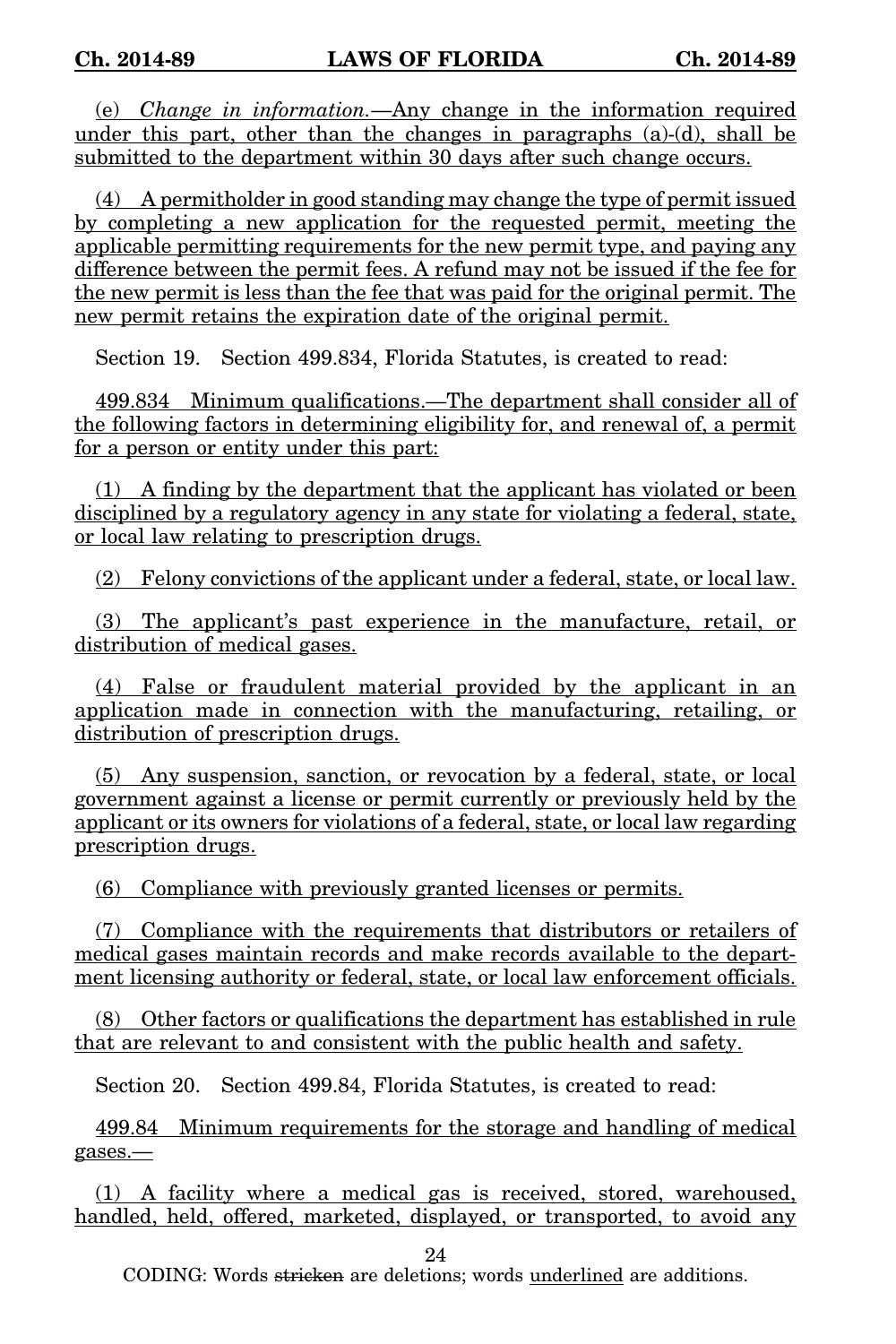(e) *Change in information.*—Any change in the information required under this part, other than the changes in paragraphs (a)-(d), shall be submitted to the department within 30 days after such change occurs.

(4) A permitholder in good standing may change the type of permit issued by completing a new application for the requested permit, meeting the applicable permitting requirements for the new permit type, and paying any difference between the permit fees. A refund may not be issued if the fee for the new permit is less than the fee that was paid for the original permit. The new permit retains the expiration date of the original permit.

Section 19. Section 499.834, Florida Statutes, is created to read:

499.834 Minimum qualifications.—The department shall consider all of the following factors in determining eligibility for, and renewal of, a permit for a person or entity under this part:

(1) A finding by the department that the applicant has violated or been disciplined by a regulatory agency in any state for violating a federal, state, or local law relating to prescription drugs.

(2) Felony convictions of the applicant under a federal, state, or local law.

(3) The applicant's past experience in the manufacture, retail, or distribution of medical gases.

(4) False or fraudulent material provided by the applicant in an application made in connection with the manufacturing, retailing, or distribution of prescription drugs.

(5) Any suspension, sanction, or revocation by a federal, state, or local government against a license or permit currently or previously held by the applicant or its owners for violations of a federal, state, or local law regarding prescription drugs.

(6) Compliance with previously granted licenses or permits.

(7) Compliance with the requirements that distributors or retailers of medical gases maintain records and make records available to the department licensing authority or federal, state, or local law enforcement officials.

(8) Other factors or qualifications the department has established in rule that are relevant to and consistent with the public health and safety.

Section 20. Section 499.84, Florida Statutes, is created to read:

499.84 Minimum requirements for the storage and handling of medical gases.—

(1) A facility where a medical gas is received, stored, warehoused, handled, held, offered, marketed, displayed, or transported, to avoid any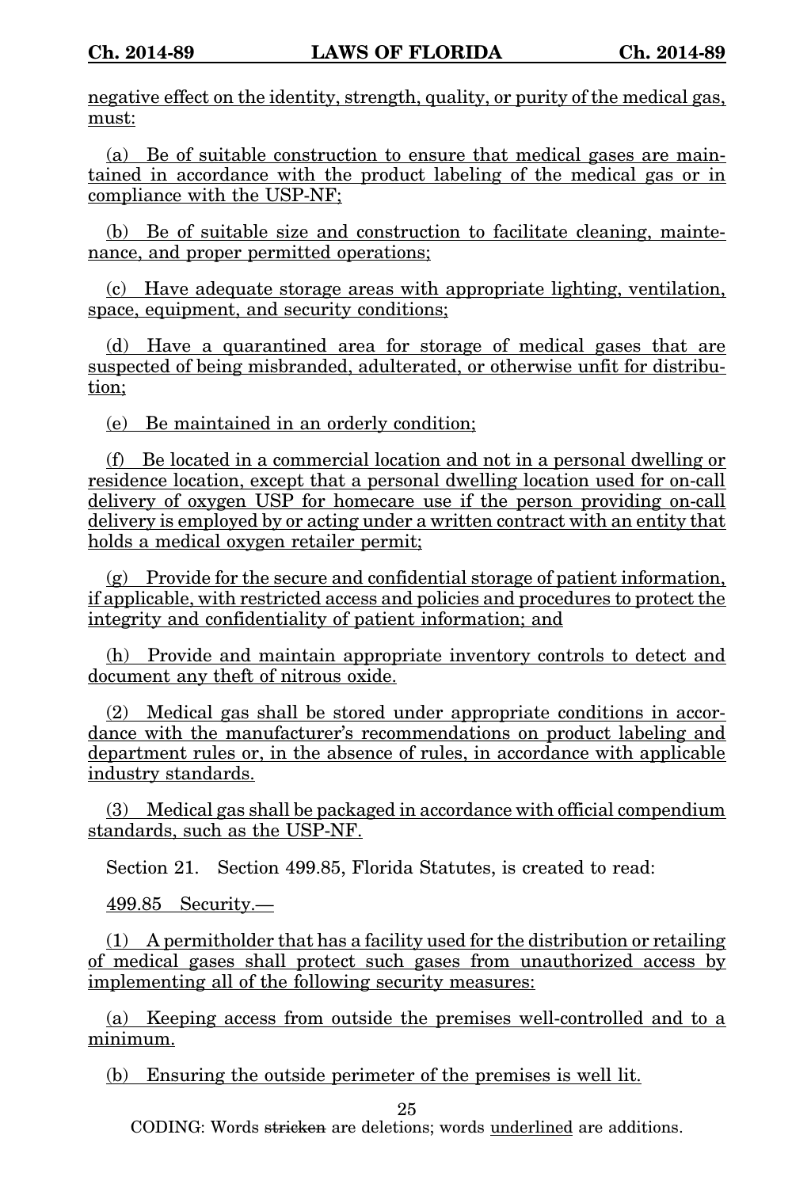negative effect on the identity, strength, quality, or purity of the medical gas, must:

(a) Be of suitable construction to ensure that medical gases are maintained in accordance with the product labeling of the medical gas or in compliance with the USP-NF;

(b) Be of suitable size and construction to facilitate cleaning, maintenance, and proper permitted operations;

(c) Have adequate storage areas with appropriate lighting, ventilation, space, equipment, and security conditions;

(d) Have a quarantined area for storage of medical gases that are suspected of being misbranded, adulterated, or otherwise unfit for distribution;

(e) Be maintained in an orderly condition;

(f) Be located in a commercial location and not in a personal dwelling or residence location, except that a personal dwelling location used for on-call delivery of oxygen USP for homecare use if the person providing on-call delivery is employed by or acting under a written contract with an entity that holds a medical oxygen retailer permit;

(g) Provide for the secure and confidential storage of patient information, if applicable, with restricted access and policies and procedures to protect the integrity and confidentiality of patient information; and

(h) Provide and maintain appropriate inventory controls to detect and document any theft of nitrous oxide.

(2) Medical gas shall be stored under appropriate conditions in accordance with the manufacturer's recommendations on product labeling and department rules or, in the absence of rules, in accordance with applicable industry standards.

(3) Medical gas shall be packaged in accordance with official compendium standards, such as the USP-NF.

Section 21. Section 499.85, Florida Statutes, is created to read:

499.85 Security.—

(1) A permitholder that has a facility used for the distribution or retailing of medical gases shall protect such gases from unauthorized access by implementing all of the following security measures:

(a) Keeping access from outside the premises well-controlled and to a minimum.

(b) Ensuring the outside perimeter of the premises is well lit.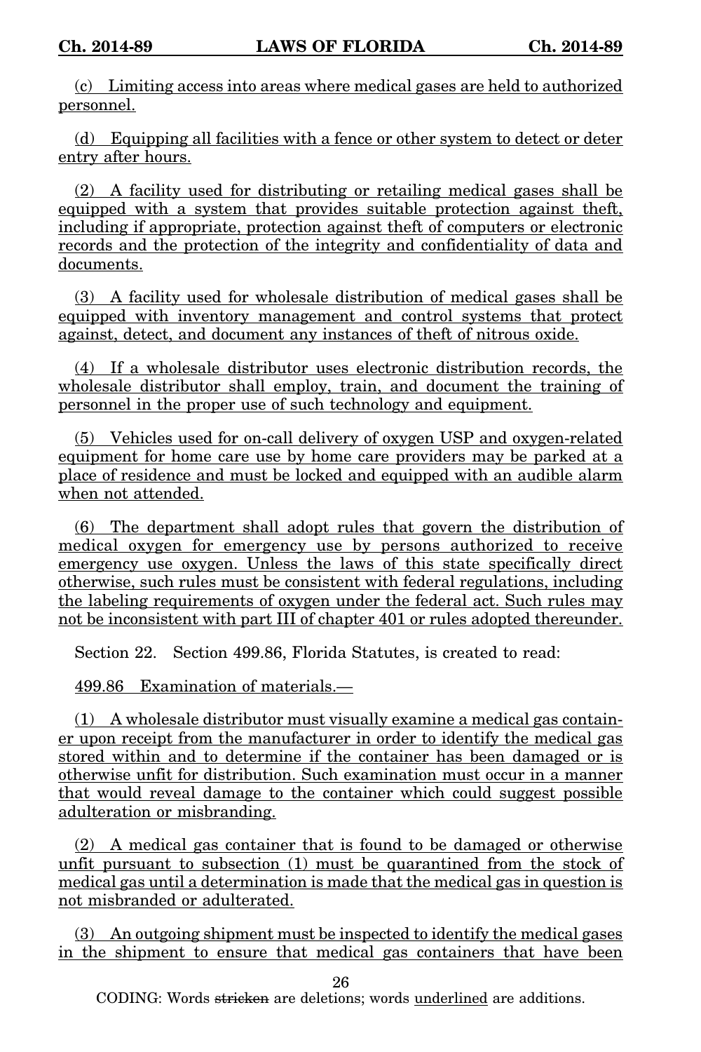(c) Limiting access into areas where medical gases are held to authorized personnel.

(d) Equipping all facilities with a fence or other system to detect or deter entry after hours.

(2) A facility used for distributing or retailing medical gases shall be equipped with a system that provides suitable protection against theft, including if appropriate, protection against theft of computers or electronic records and the protection of the integrity and confidentiality of data and documents.

(3) A facility used for wholesale distribution of medical gases shall be equipped with inventory management and control systems that protect against, detect, and document any instances of theft of nitrous oxide.

(4) If a wholesale distributor uses electronic distribution records, the wholesale distributor shall employ, train, and document the training of personnel in the proper use of such technology and equipment.

(5) Vehicles used for on-call delivery of oxygen USP and oxygen-related equipment for home care use by home care providers may be parked at a place of residence and must be locked and equipped with an audible alarm when not attended.

(6) The department shall adopt rules that govern the distribution of medical oxygen for emergency use by persons authorized to receive emergency use oxygen. Unless the laws of this state specifically direct otherwise, such rules must be consistent with federal regulations, including the labeling requirements of oxygen under the federal act. Such rules may not be inconsistent with part III of chapter 401 or rules adopted thereunder.

Section 22. Section 499.86, Florida Statutes, is created to read:

499.86 Examination of materials.—

(1) A wholesale distributor must visually examine a medical gas container upon receipt from the manufacturer in order to identify the medical gas stored within and to determine if the container has been damaged or is otherwise unfit for distribution. Such examination must occur in a manner that would reveal damage to the container which could suggest possible adulteration or misbranding.

(2) A medical gas container that is found to be damaged or otherwise unfit pursuant to subsection (1) must be quarantined from the stock of medical gas until a determination is made that the medical gas in question is not misbranded or adulterated.

(3) An outgoing shipment must be inspected to identify the medical gases in the shipment to ensure that medical gas containers that have been

CODING: Words stricken are deletions; words underlined are additions.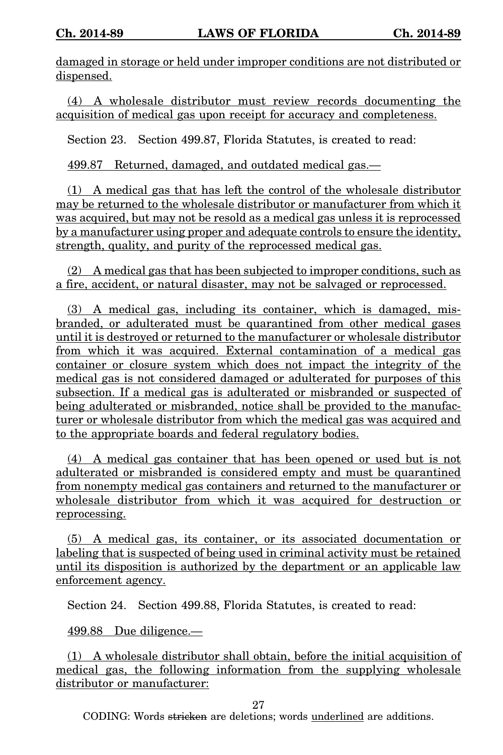damaged in storage or held under improper conditions are not distributed or dispensed.

(4) A wholesale distributor must review records documenting the acquisition of medical gas upon receipt for accuracy and completeness.

Section 23. Section 499.87, Florida Statutes, is created to read:

499.87 Returned, damaged, and outdated medical gas.—

(1) A medical gas that has left the control of the wholesale distributor may be returned to the wholesale distributor or manufacturer from which it was acquired, but may not be resold as a medical gas unless it is reprocessed by a manufacturer using proper and adequate controls to ensure the identity, strength, quality, and purity of the reprocessed medical gas.

(2) A medical gas that has been subjected to improper conditions, such as a fire, accident, or natural disaster, may not be salvaged or reprocessed.

(3) A medical gas, including its container, which is damaged, misbranded, or adulterated must be quarantined from other medical gases until it is destroyed or returned to the manufacturer or wholesale distributor from which it was acquired. External contamination of a medical gas container or closure system which does not impact the integrity of the medical gas is not considered damaged or adulterated for purposes of this subsection. If a medical gas is adulterated or misbranded or suspected of being adulterated or misbranded, notice shall be provided to the manufacturer or wholesale distributor from which the medical gas was acquired and to the appropriate boards and federal regulatory bodies.

(4) A medical gas container that has been opened or used but is not adulterated or misbranded is considered empty and must be quarantined from nonempty medical gas containers and returned to the manufacturer or wholesale distributor from which it was acquired for destruction or reprocessing.

(5) A medical gas, its container, or its associated documentation or labeling that is suspected of being used in criminal activity must be retained until its disposition is authorized by the department or an applicable law enforcement agency.

Section 24. Section 499.88, Florida Statutes, is created to read:

499.88 Due diligence.—

(1) A wholesale distributor shall obtain, before the initial acquisition of medical gas, the following information from the supplying wholesale distributor or manufacturer: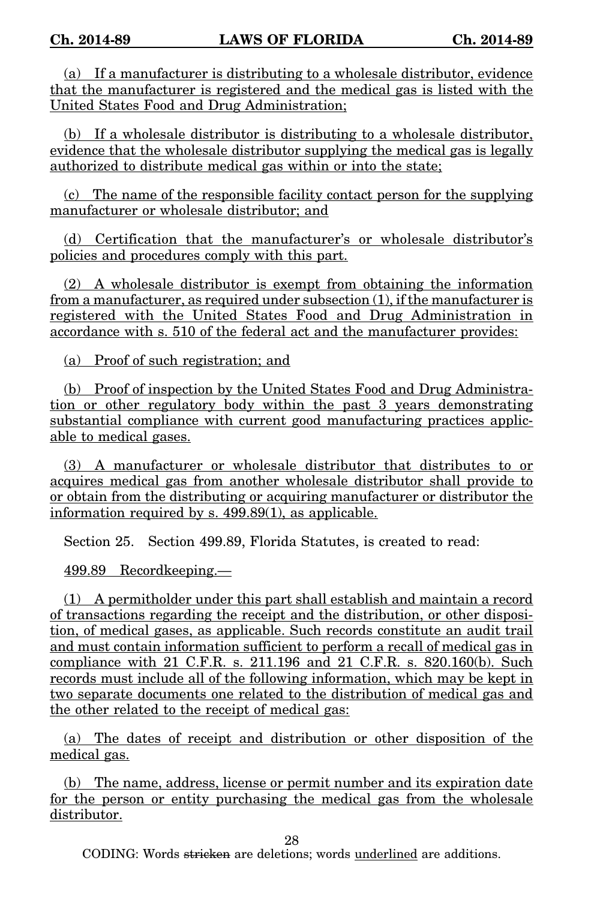(a) If a manufacturer is distributing to a wholesale distributor, evidence that the manufacturer is registered and the medical gas is listed with the United States Food and Drug Administration;

(b) If a wholesale distributor is distributing to a wholesale distributor, evidence that the wholesale distributor supplying the medical gas is legally authorized to distribute medical gas within or into the state;

(c) The name of the responsible facility contact person for the supplying manufacturer or wholesale distributor; and

(d) Certification that the manufacturer's or wholesale distributor's policies and procedures comply with this part.

(2) A wholesale distributor is exempt from obtaining the information from a manufacturer, as required under subsection (1), if the manufacturer is registered with the United States Food and Drug Administration in accordance with s. 510 of the federal act and the manufacturer provides:

(a) Proof of such registration; and

(b) Proof of inspection by the United States Food and Drug Administration or other regulatory body within the past 3 years demonstrating substantial compliance with current good manufacturing practices applicable to medical gases.

(3) A manufacturer or wholesale distributor that distributes to or acquires medical gas from another wholesale distributor shall provide to or obtain from the distributing or acquiring manufacturer or distributor the information required by s. 499.89(1), as applicable.

Section 25. Section 499.89, Florida Statutes, is created to read:

499.89 Recordkeeping.—

(1) A permitholder under this part shall establish and maintain a record of transactions regarding the receipt and the distribution, or other disposition, of medical gases, as applicable. Such records constitute an audit trail and must contain information sufficient to perform a recall of medical gas in compliance with 21 C.F.R. s. 211.196 and 21 C.F.R. s. 820.160(b). Such records must include all of the following information, which may be kept in two separate documents one related to the distribution of medical gas and the other related to the receipt of medical gas:

(a) The dates of receipt and distribution or other disposition of the medical gas.

(b) The name, address, license or permit number and its expiration date for the person or entity purchasing the medical gas from the wholesale distributor.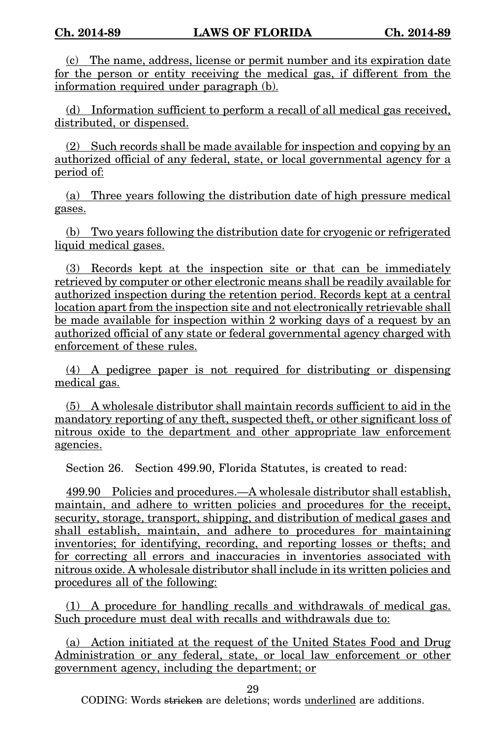(c) The name, address, license or permit number and its expiration date for the person or entity receiving the medical gas, if different from the information required under paragraph (b).

(d) Information sufficient to perform a recall of all medical gas received, distributed, or dispensed.

(2) Such records shall be made available for inspection and copying by an authorized official of any federal, state, or local governmental agency for a period of:

(a) Three years following the distribution date of high pressure medical gases.

(b) Two years following the distribution date for cryogenic or refrigerated liquid medical gases.

(3) Records kept at the inspection site or that can be immediately retrieved by computer or other electronic means shall be readily available for authorized inspection during the retention period. Records kept at a central location apart from the inspection site and not electronically retrievable shall be made available for inspection within 2 working days of a request by an authorized official of any state or federal governmental agency charged with enforcement of these rules.

(4) A pedigree paper is not required for distributing or dispensing medical gas.

(5) A wholesale distributor shall maintain records sufficient to aid in the mandatory reporting of any theft, suspected theft, or other significant loss of nitrous oxide to the department and other appropriate law enforcement agencies.

Section 26. Section 499.90, Florida Statutes, is created to read:

499.90 Policies and procedures.—A wholesale distributor shall establish, maintain, and adhere to written policies and procedures for the receipt, security, storage, transport, shipping, and distribution of medical gases and shall establish, maintain, and adhere to procedures for maintaining inventories; for identifying, recording, and reporting losses or thefts; and for correcting all errors and inaccuracies in inventories associated with nitrous oxide. A wholesale distributor shall include in its written policies and procedures all of the following:

(1) A procedure for handling recalls and withdrawals of medical gas. Such procedure must deal with recalls and withdrawals due to:

(a) Action initiated at the request of the United States Food and Drug Administration or any federal, state, or local law enforcement or other government agency, including the department; or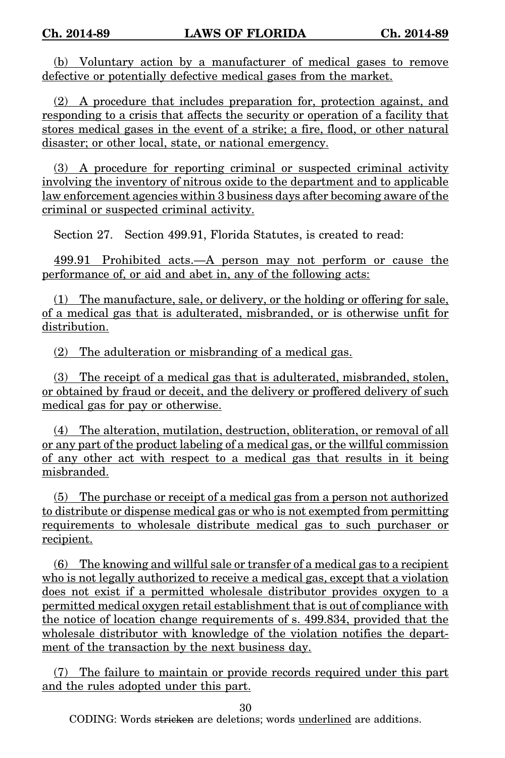(b) Voluntary action by a manufacturer of medical gases to remove defective or potentially defective medical gases from the market.

(2) A procedure that includes preparation for, protection against, and responding to a crisis that affects the security or operation of a facility that stores medical gases in the event of a strike; a fire, flood, or other natural disaster; or other local, state, or national emergency.

(3) A procedure for reporting criminal or suspected criminal activity involving the inventory of nitrous oxide to the department and to applicable law enforcement agencies within 3 business days after becoming aware of the criminal or suspected criminal activity.

Section 27. Section 499.91, Florida Statutes, is created to read:

499.91 Prohibited acts.—A person may not perform or cause the performance of, or aid and abet in, any of the following acts:

(1) The manufacture, sale, or delivery, or the holding or offering for sale, of a medical gas that is adulterated, misbranded, or is otherwise unfit for distribution.

(2) The adulteration or misbranding of a medical gas.

(3) The receipt of a medical gas that is adulterated, misbranded, stolen, or obtained by fraud or deceit, and the delivery or proffered delivery of such medical gas for pay or otherwise.

(4) The alteration, mutilation, destruction, obliteration, or removal of all or any part of the product labeling of a medical gas, or the willful commission of any other act with respect to a medical gas that results in it being misbranded.

(5) The purchase or receipt of a medical gas from a person not authorized to distribute or dispense medical gas or who is not exempted from permitting requirements to wholesale distribute medical gas to such purchaser or recipient.

(6) The knowing and willful sale or transfer of a medical gas to a recipient who is not legally authorized to receive a medical gas, except that a violation does not exist if a permitted wholesale distributor provides oxygen to a permitted medical oxygen retail establishment that is out of compliance with the notice of location change requirements of s. 499.834, provided that the wholesale distributor with knowledge of the violation notifies the department of the transaction by the next business day.

(7) The failure to maintain or provide records required under this part and the rules adopted under this part.

CODING: Words stricken are deletions; words underlined are additions.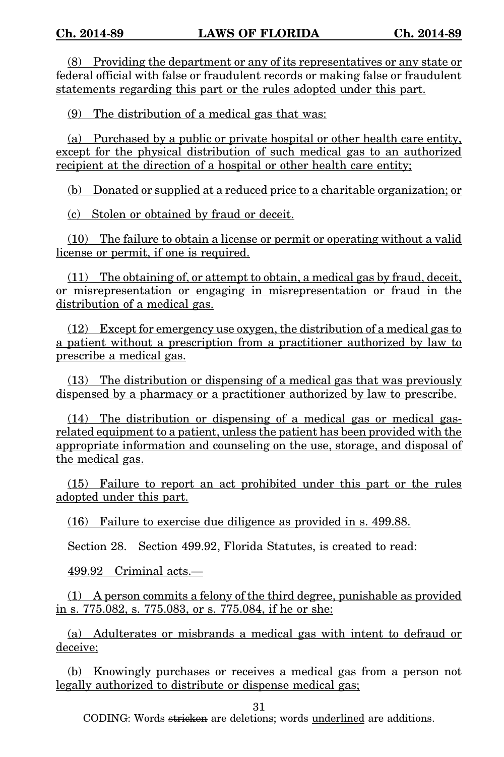(8) Providing the department or any of its representatives or any state or federal official with false or fraudulent records or making false or fraudulent statements regarding this part or the rules adopted under this part.

(9) The distribution of a medical gas that was:

(a) Purchased by a public or private hospital or other health care entity, except for the physical distribution of such medical gas to an authorized recipient at the direction of a hospital or other health care entity;

(b) Donated or supplied at a reduced price to a charitable organization; or

(c) Stolen or obtained by fraud or deceit.

(10) The failure to obtain a license or permit or operating without a valid license or permit, if one is required.

(11) The obtaining of, or attempt to obtain, a medical gas by fraud, deceit, or misrepresentation or engaging in misrepresentation or fraud in the distribution of a medical gas.

(12) Except for emergency use oxygen, the distribution of a medical gas to a patient without a prescription from a practitioner authorized by law to prescribe a medical gas.

(13) The distribution or dispensing of a medical gas that was previously dispensed by a pharmacy or a practitioner authorized by law to prescribe.

(14) The distribution or dispensing of a medical gas or medical gas-related equipment to a patient, unless the patient has been provided with the appropriate information and counseling on the use, storage, and disposal of the medical gas.

(15) Failure to report an act prohibited under this part or the rules adopted under this part.

(16) Failure to exercise due diligence as provided in s. 499.88.

Section 28. Section 499.92, Florida Statutes, is created to read:

499.92 Criminal acts.—

(1) A person commits a felony of the third degree, punishable as provided in s. 775.082, s. 775.083, or s. 775.084, if he or she:

(a) Adulterates or misbrands a medical gas with intent to defraud or deceive;

(b) Knowingly purchases or receives a medical gas from a person not legally authorized to distribute or dispense medical gas;

CODING: Words stricken are deletions; words underlined are additions.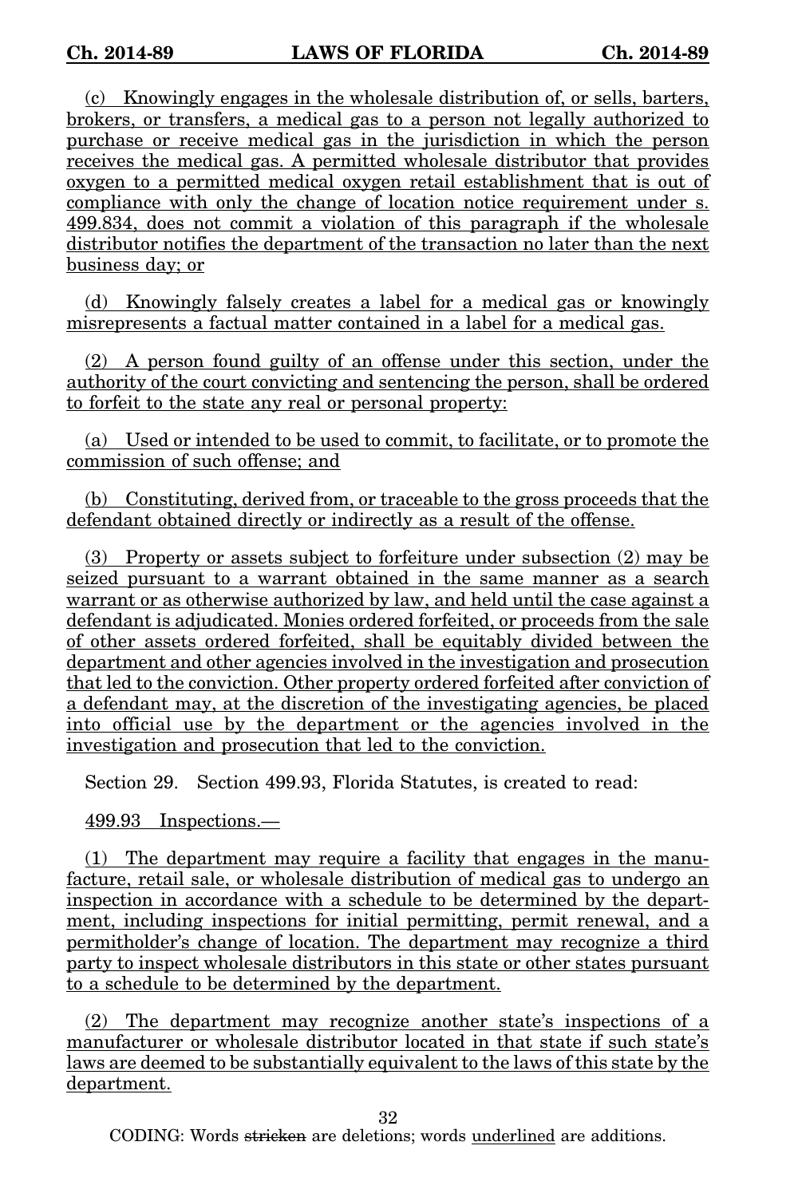(c) Knowingly engages in the wholesale distribution of, or sells, barters, brokers, or transfers, a medical gas to a person not legally authorized to purchase or receive medical gas in the jurisdiction in which the person receives the medical gas. A permitted wholesale distributor that provides oxygen to a permitted medical oxygen retail establishment that is out of compliance with only the change of location notice requirement under s. 499.834, does not commit a violation of this paragraph if the wholesale distributor notifies the department of the transaction no later than the next business day; or

(d) Knowingly falsely creates a label for a medical gas or knowingly misrepresents a factual matter contained in a label for a medical gas.

(2) A person found guilty of an offense under this section, under the authority of the court convicting and sentencing the person, shall be ordered to forfeit to the state any real or personal property:

(a) Used or intended to be used to commit, to facilitate, or to promote the commission of such offense; and

(b) Constituting, derived from, or traceable to the gross proceeds that the defendant obtained directly or indirectly as a result of the offense.

(3) Property or assets subject to forfeiture under subsection (2) may be seized pursuant to a warrant obtained in the same manner as a search warrant or as otherwise authorized by law, and held until the case against a defendant is adjudicated. Monies ordered forfeited, or proceeds from the sale of other assets ordered forfeited, shall be equitably divided between the department and other agencies involved in the investigation and prosecution that led to the conviction. Other property ordered forfeited after conviction of a defendant may, at the discretion of the investigating agencies, be placed into official use by the department or the agencies involved in the investigation and prosecution that led to the conviction.

Section 29. Section 499.93, Florida Statutes, is created to read:

499.93 Inspections.—

(1) The department may require a facility that engages in the manufacture, retail sale, or wholesale distribution of medical gas to undergo an inspection in accordance with a schedule to be determined by the department, including inspections for initial permitting, permit renewal, and a permitholder's change of location. The department may recognize a third party to inspect wholesale distributors in this state or other states pursuant to a schedule to be determined by the department.

(2) The department may recognize another state's inspections of a manufacturer or wholesale distributor located in that state if such state's laws are deemed to be substantially equivalent to the laws of this state by the department.

CODING: Words ~~stricken~~ are deletions; words underlined are additions.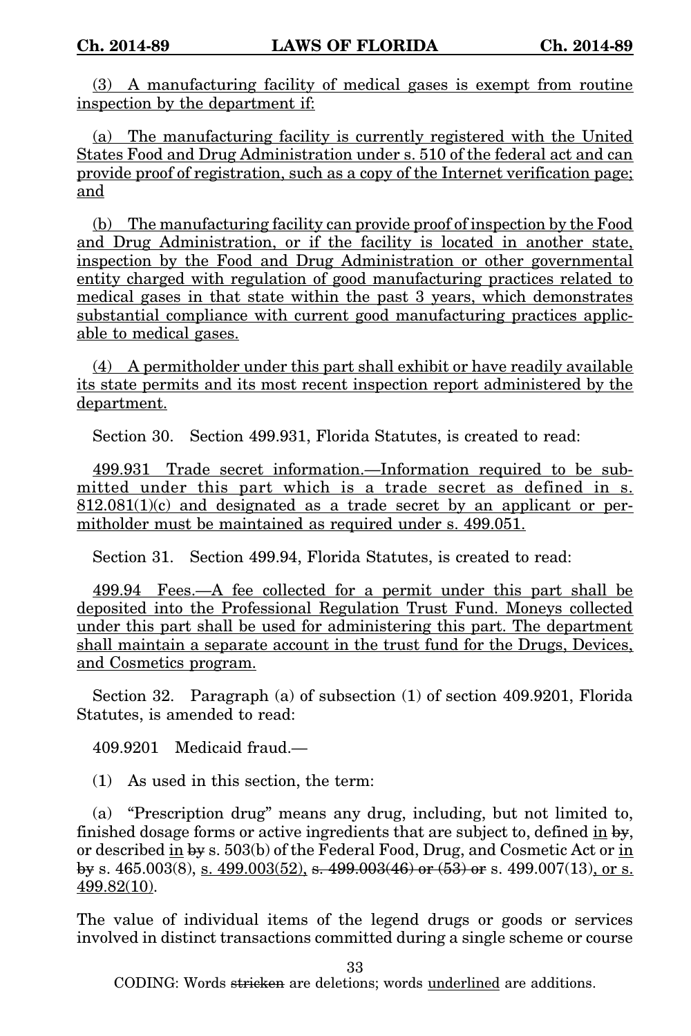<u>(3) A manufacturing facility of medical gases is exempt from routine inspection by the department if:</u>

<u>(a) The manufacturing facility is currently registered with the United States Food and Drug Administration under s. 510 of the federal act and can provide proof of registration, such as a copy of the Internet verification page; and</u>

<u>(b) The manufacturing facility can provide proof of inspection by the Food and Drug Administration, or if the facility is located in another state, inspection by the Food and Drug Administration or other governmental entity charged with regulation of good manufacturing practices related to medical gases in that state within the past 3 years, which demonstrates substantial compliance with current good manufacturing practices applicable to medical gases.</u>

<u>(4) A permitholder under this part shall exhibit or have readily available its state permits and its most recent inspection report administered by the department.</u>

Section 30. Section 499.931, Florida Statutes, is created to read:

<u>499.931 Trade secret information.—Information required to be submitted under this part which is a trade secret as defined in s. 812.081(1)(c) and designated as a trade secret by an applicant or permitholder must be maintained as required under s. 499.051.</u>

Section 31. Section 499.94, Florida Statutes, is created to read:

<u>499.94 Fees.—A fee collected for a permit under this part shall be deposited into the Professional Regulation Trust Fund. Moneys collected under this part shall be used for administering this part. The department shall maintain a separate account in the trust fund for the Drugs, Devices, and Cosmetics program.</u>

Section 32. Paragraph (a) of subsection (1) of section 409.9201, Florida Statutes, is amended to read:

409.9201 Medicaid fraud.—

(1) As used in this section, the term:

(a) "Prescription drug" means any drug, including, but not limited to, finished dosage forms or active ingredients that are subject to, defined <u>in</u> ~~by~~, or described <u>in</u> ~~by~~ s. 503(b) of the Federal Food, Drug, and Cosmetic Act or <u>in</u> ~~by~~ s. 465.003(8), <u>s. 499.003(52),</u> ~~s. 499.003(46) or (53) or~~ s. 499.007(13)<u>, or s. 499.82(10)</u>.

The value of individual items of the legend drugs or goods or services involved in distinct transactions committed during a single scheme or course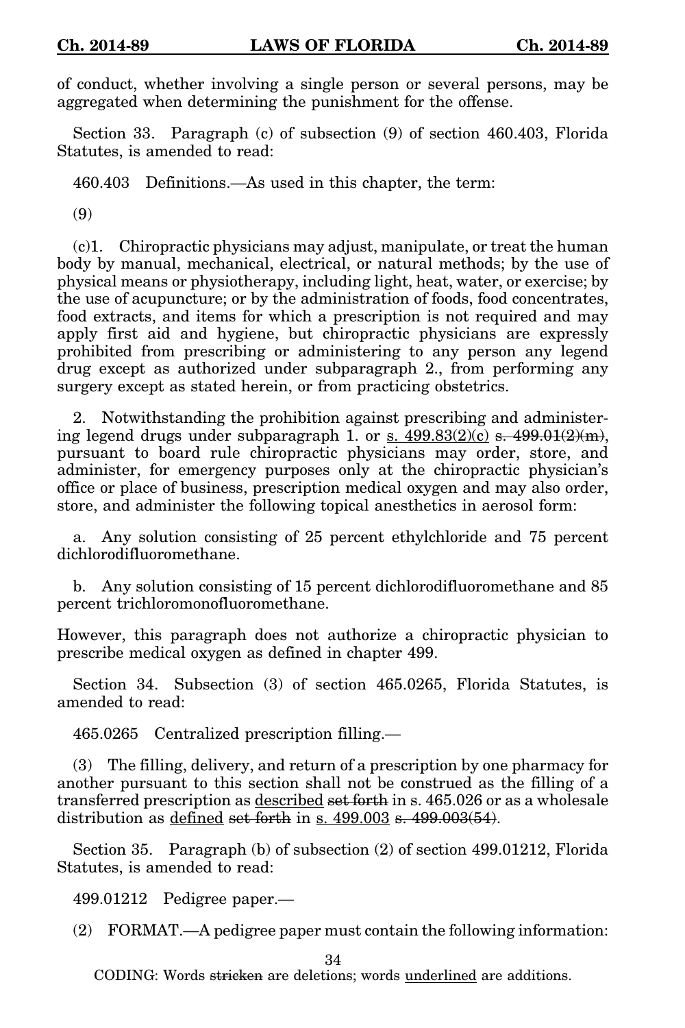of conduct, whether involving a single person or several persons, may be aggregated when determining the punishment for the offense.

Section 33. Paragraph (c) of subsection (9) of section 460.403, Florida Statutes, is amended to read:

460.403 Definitions.—As used in this chapter, the term:

(9)

(c)1. Chiropractic physicians may adjust, manipulate, or treat the human body by manual, mechanical, electrical, or natural methods; by the use of physical means or physiotherapy, including light, heat, water, or exercise; by the use of acupuncture; or by the administration of foods, food concentrates, food extracts, and items for which a prescription is not required and may apply first aid and hygiene, but chiropractic physicians are expressly prohibited from prescribing or administering to any person any legend drug except as authorized under subparagraph 2., from performing any surgery except as stated herein, or from practicing obstetrics.

2. Notwithstanding the prohibition against prescribing and administering legend drugs under subparagraph 1. or <u>s. 499.83(2)(c)</u> ~~s. 499.01(2)(m)~~, pursuant to board rule chiropractic physicians may order, store, and administer, for emergency purposes only at the chiropractic physician's office or place of business, prescription medical oxygen and may also order, store, and administer the following topical anesthetics in aerosol form:

a. Any solution consisting of 25 percent ethylchloride and 75 percent dichlorodifluoromethane.

b. Any solution consisting of 15 percent dichlorodifluoromethane and 85 percent trichloromonofluoromethane.

However, this paragraph does not authorize a chiropractic physician to prescribe medical oxygen as defined in chapter 499.

Section 34. Subsection (3) of section 465.0265, Florida Statutes, is amended to read:

465.0265 Centralized prescription filling.—

(3) The filling, delivery, and return of a prescription by one pharmacy for another pursuant to this section shall not be construed as the filling of a transferred prescription as <u>described</u> ~~set forth~~ in s. 465.026 or as a wholesale distribution as <u>defined</u> ~~set forth~~ in <u>s. 499.003</u> ~~s. 499.003(54)~~.

Section 35. Paragraph (b) of subsection (2) of section 499.01212, Florida Statutes, is amended to read:

499.01212 Pedigree paper.—

(2) FORMAT.—A pedigree paper must contain the following information: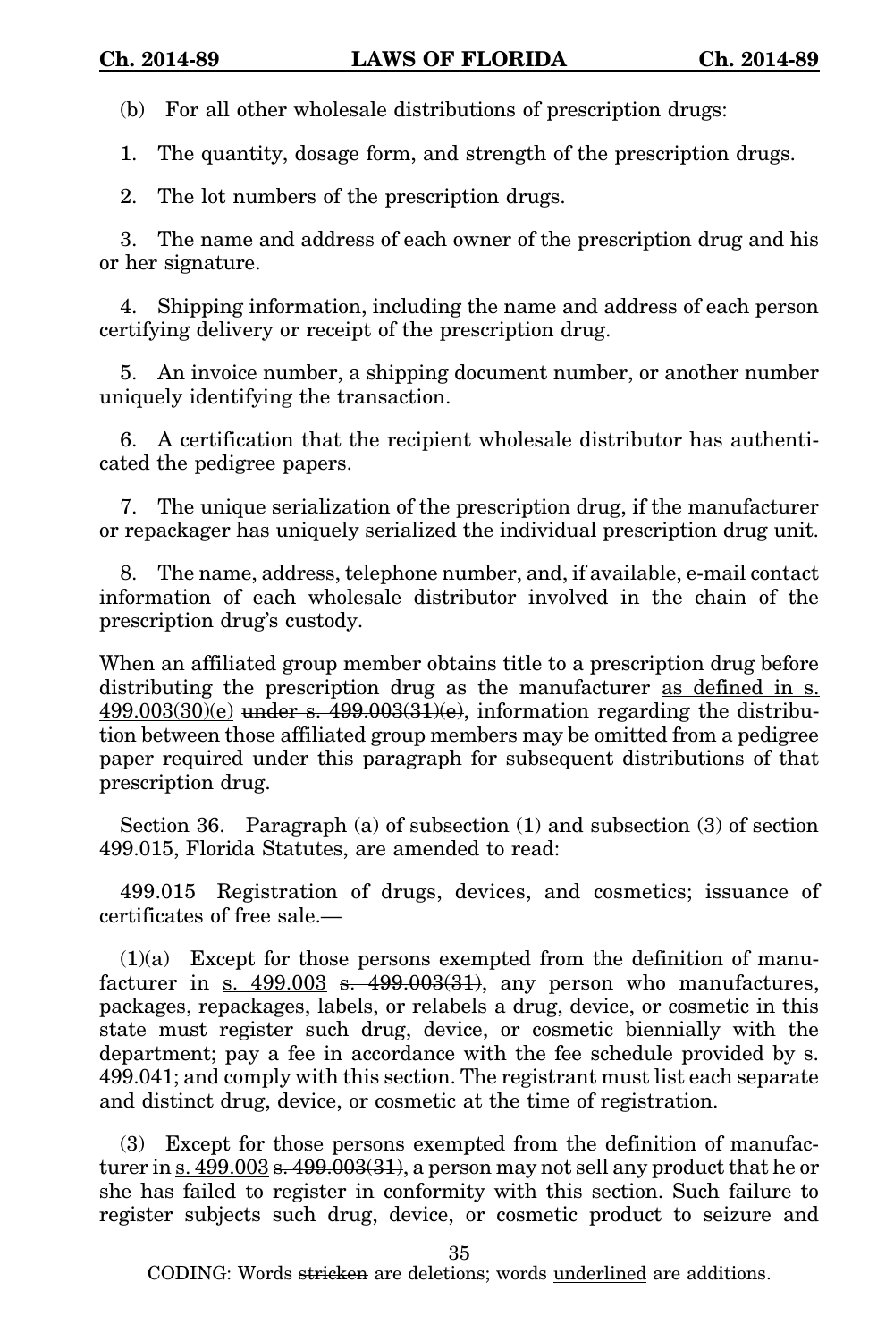(b) For all other wholesale distributions of prescription drugs:

1. The quantity, dosage form, and strength of the prescription drugs.

2. The lot numbers of the prescription drugs.

3. The name and address of each owner of the prescription drug and his or her signature.

4. Shipping information, including the name and address of each person certifying delivery or receipt of the prescription drug.

5. An invoice number, a shipping document number, or another number uniquely identifying the transaction.

6. A certification that the recipient wholesale distributor has authenticated the pedigree papers.

7. The unique serialization of the prescription drug, if the manufacturer or repackager has uniquely serialized the individual prescription drug unit.

8. The name, address, telephone number, and, if available, e-mail contact information of each wholesale distributor involved in the chain of the prescription drug's custody.

When an affiliated group member obtains title to a prescription drug before distributing the prescription drug as the manufacturer <u>as defined in s. 499.003(30)(e)</u> ~~under s. 499.003(31)(e)~~, information regarding the distribution between those affiliated group members may be omitted from a pedigree paper required under this paragraph for subsequent distributions of that prescription drug.

Section 36. Paragraph (a) of subsection (1) and subsection (3) of section 499.015, Florida Statutes, are amended to read:

499.015 Registration of drugs, devices, and cosmetics; issuance of certificates of free sale.—

(1)(a) Except for those persons exempted from the definition of manufacturer in <u>s. 499.003</u> ~~s. 499.003(31)~~, any person who manufactures, packages, repackages, labels, or relabels a drug, device, or cosmetic in this state must register such drug, device, or cosmetic biennially with the department; pay a fee in accordance with the fee schedule provided by s. 499.041; and comply with this section. The registrant must list each separate and distinct drug, device, or cosmetic at the time of registration.

(3) Except for those persons exempted from the definition of manufacturer in <u>s. 499.003</u> ~~s. 499.003(31)~~, a person may not sell any product that he or she has failed to register in conformity with this section. Such failure to register subjects such drug, device, or cosmetic product to seizure and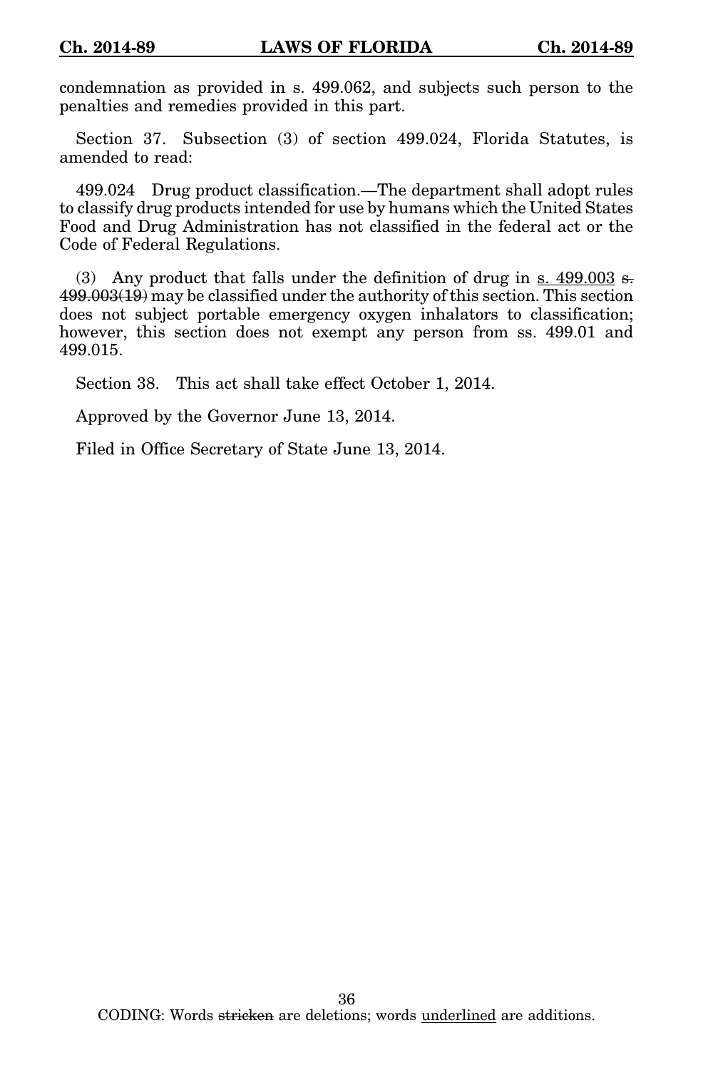condemnation as provided in s. 499.062, and subjects such person to the penalties and remedies provided in this part.

Section 37. Subsection (3) of section 499.024, Florida Statutes, is amended to read:

499.024 Drug product classification.—The department shall adopt rules to classify drug products intended for use by humans which the United States Food and Drug Administration has not classified in the federal act or the Code of Federal Regulations.

(3) Any product that falls under the definition of drug in <u>s. 499.003</u> ~~s. 499.003(19)~~ may be classified under the authority of this section. This section does not subject portable emergency oxygen inhalators to classification; however, this section does not exempt any person from ss. 499.01 and 499.015.

Section 38. This act shall take effect October 1, 2014.

Approved by the Governor June 13, 2014.

Filed in Office Secretary of State June 13, 2014.